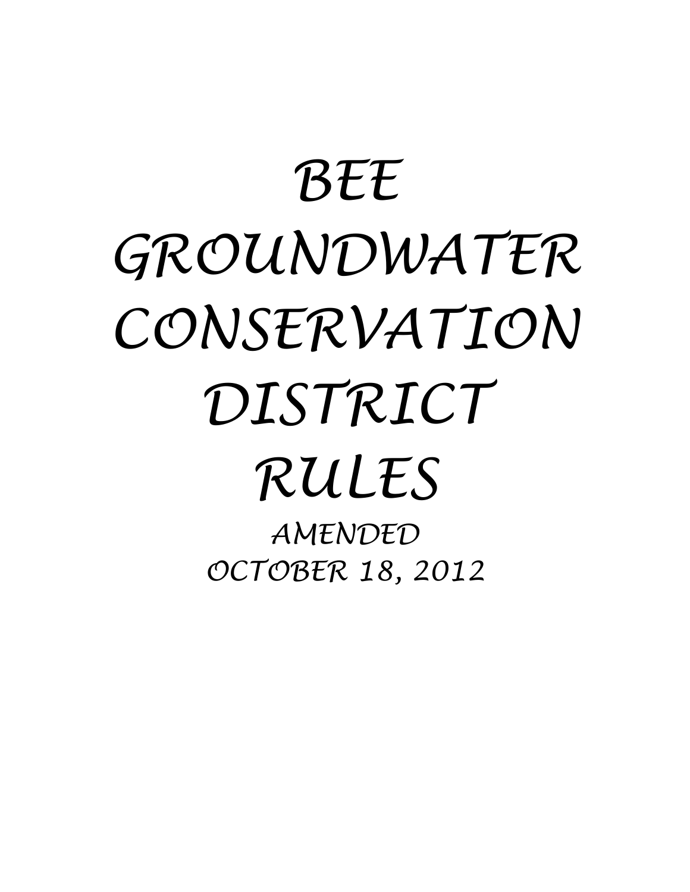# BEE GROUNDWATER CONSERVATION DISTRICT RULES

*AMENDED*
*OCTOBER 18, 2012*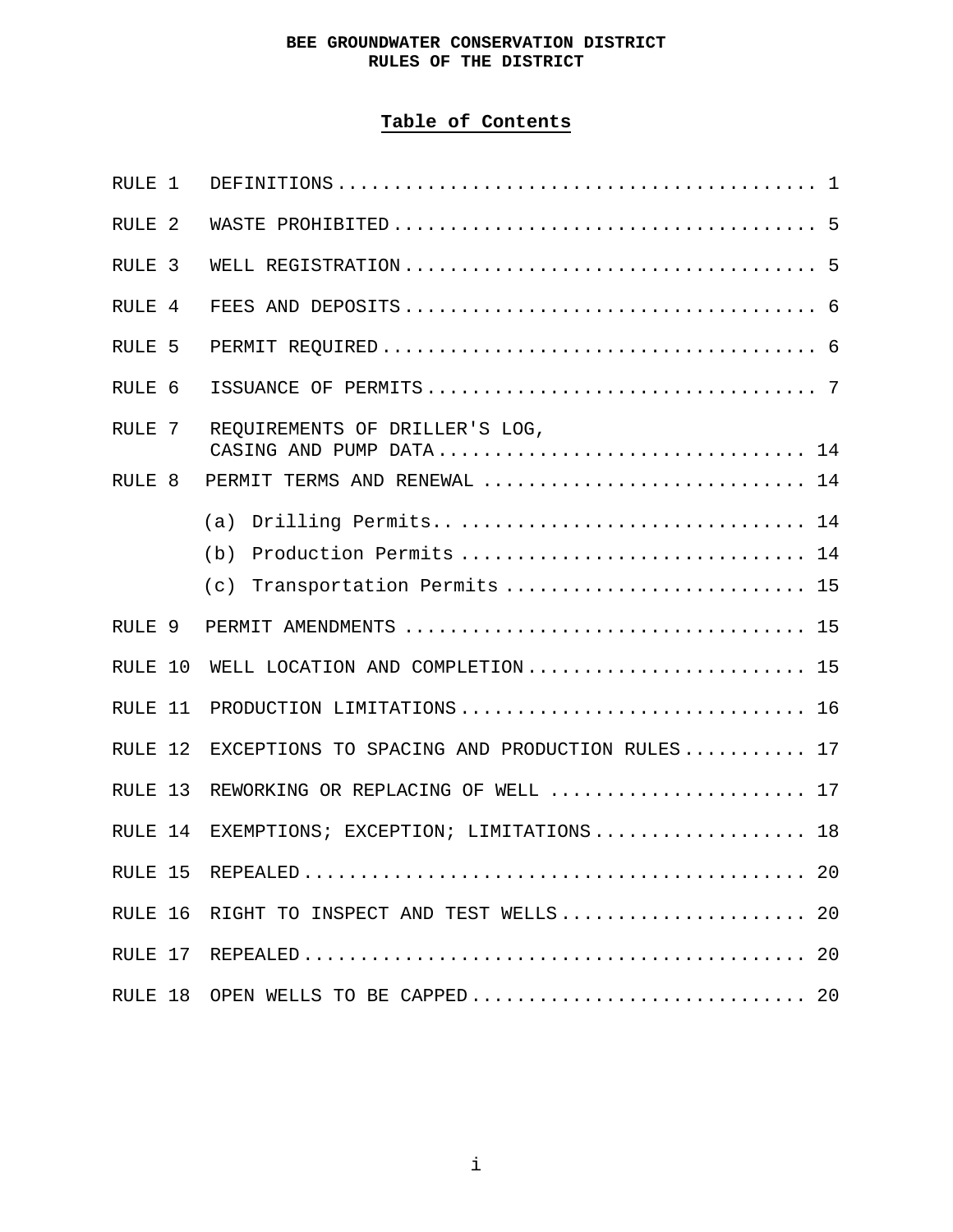**BEE GROUNDWATER CONSERVATION DISTRICT**
**RULES OF THE DISTRICT**

## Table of Contents

| | | |
|---|---|---|
| RULE 1 | DEFINITIONS | 1 |
| RULE 2 | WASTE PROHIBITED | 5 |
| RULE 3 | WELL REGISTRATION | 5 |
| RULE 4 | FEES AND DEPOSITS | 6 |
| RULE 5 | PERMIT REQUIRED | 6 |
| RULE 6 | ISSUANCE OF PERMITS | 7 |
| RULE 7 | REQUIREMENTS OF DRILLER'S LOG, CASING AND PUMP DATA | 14 |
| RULE 8 | PERMIT TERMS AND RENEWAL | 14 |
| | (a) Drilling Permits | 14 |
| | (b) Production Permits | 14 |
| | (c) Transportation Permits | 15 |
| RULE 9 | PERMIT AMENDMENTS | 15 |
| RULE 10 | WELL LOCATION AND COMPLETION | 15 |
| RULE 11 | PRODUCTION LIMITATIONS | 16 |
| RULE 12 | EXCEPTIONS TO SPACING AND PRODUCTION RULES | 17 |
| RULE 13 | REWORKING OR REPLACING OF WELL | 17 |
| RULE 14 | EXEMPTIONS; EXCEPTION; LIMITATIONS | 18 |
| RULE 15 | REPEALED | 20 |
| RULE 16 | RIGHT TO INSPECT AND TEST WELLS | 20 |
| RULE 17 | REPEALED | 20 |
| RULE 18 | OPEN WELLS TO BE CAPPED | 20 |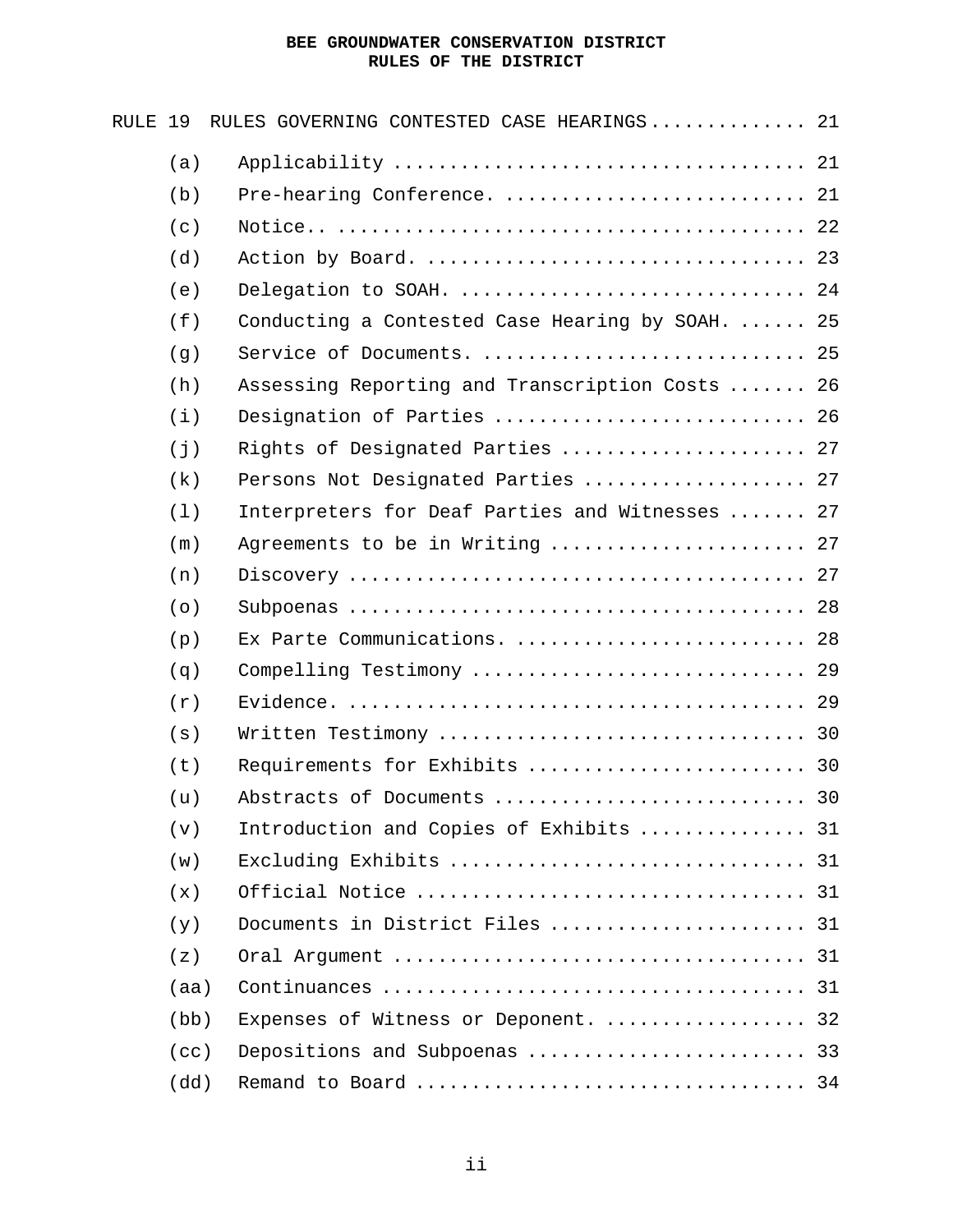RULE 19 RULES GOVERNING CONTESTED CASE HEARINGS .............. 21

(a) Applicability .................................... 21

(b) Pre-hearing Conference. .......................... 21

(c) Notice.. ......................................... 22

(d) Action by Board. ................................. 23

(e) Delegation to SOAH. .............................. 24

(f) Conducting a Contested Case Hearing by SOAH. ...... 25

(g) Service of Documents. ............................ 25

(h) Assessing Reporting and Transcription Costs ....... 26

(i) Designation of Parties ........................... 26

(j) Rights of Designated Parties ..................... 27

(k) Persons Not Designated Parties .................... 27

(l) Interpreters for Deaf Parties and Witnesses ....... 27

(m) Agreements to be in Writing ...................... 27

(n) Discovery ........................................ 27

(o) Subpoenas ........................................ 28

(p) Ex Parte Communications. ......................... 28

(q) Compelling Testimony ............................. 29

(r) Evidence. ........................................ 29

(s) Written Testimony ................................ 30

(t) Requirements for Exhibits ........................ 30

(u) Abstracts of Documents ........................... 30

(v) Introduction and Copies of Exhibits .............. 31

(w) Excluding Exhibits ............................... 31

(x) Official Notice .................................. 31

(y) Documents in District Files ...................... 31

(z) Oral Argument .................................... 31

(aa) Continuances ..................................... 31

(bb) Expenses of Witness or Deponent. .................. 32

(cc) Depositions and Subpoenas ........................ 33

(dd) Remand to Board .................................. 34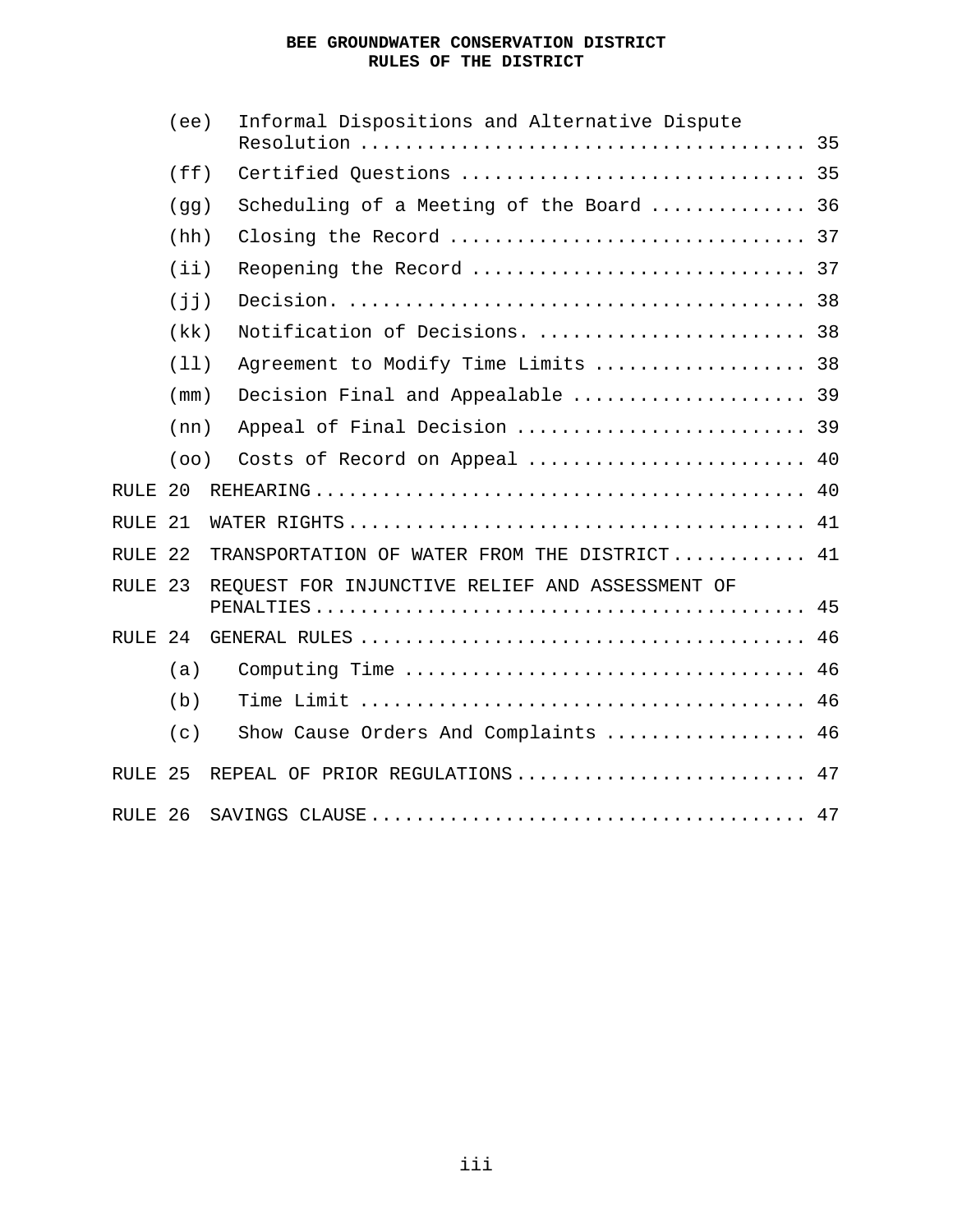(ee) Informal Dispositions and Alternative Dispute Resolution ....... 35

(ff) Certified Questions ....... 35

(gg) Scheduling of a Meeting of the Board ....... 36

(hh) Closing the Record ....... 37

(ii) Reopening the Record ....... 37

(jj) Decision. ....... 38

(kk) Notification of Decisions. ....... 38

(ll) Agreement to Modify Time Limits ....... 38

(mm) Decision Final and Appealable ....... 39

(nn) Appeal of Final Decision ....... 39

(oo) Costs of Record on Appeal ....... 40

RULE 20 REHEARING ....... 40

RULE 21 WATER RIGHTS ....... 41

RULE 22 TRANSPORTATION OF WATER FROM THE DISTRICT ....... 41

RULE 23 REQUEST FOR INJUNCTIVE RELIEF AND ASSESSMENT OF PENALTIES ....... 45

RULE 24 GENERAL RULES ....... 46

(a) Computing Time ....... 46

(b) Time Limit ....... 46

(c) Show Cause Orders And Complaints ....... 46

RULE 25 REPEAL OF PRIOR REGULATIONS ....... 47

RULE 26 SAVINGS CLAUSE ....... 47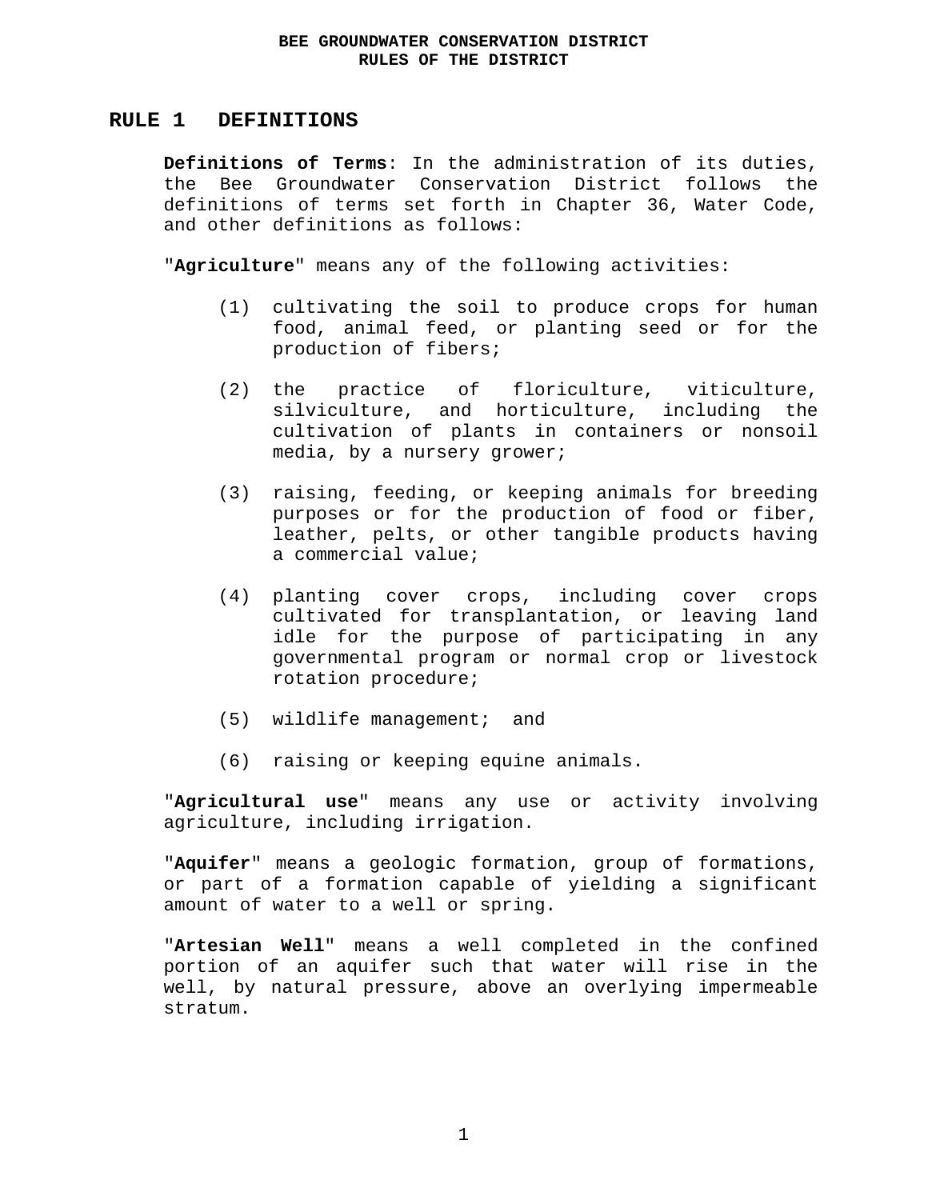# BEE GROUNDWATER CONSERVATION DISTRICT
# RULES OF THE DISTRICT

## RULE 1 DEFINITIONS

**Definitions of Terms**: In the administration of its duties, the Bee Groundwater Conservation District follows the definitions of terms set forth in Chapter 36, Water Code, and other definitions as follows:

"**Agriculture**" means any of the following activities:

(1) cultivating the soil to produce crops for human food, animal feed, or planting seed or for the production of fibers;

(2) the practice of floriculture, viticulture, silviculture, and horticulture, including the cultivation of plants in containers or nonsoil media, by a nursery grower;

(3) raising, feeding, or keeping animals for breeding purposes or for the production of food or fiber, leather, pelts, or other tangible products having a commercial value;

(4) planting cover crops, including cover crops cultivated for transplantation, or leaving land idle for the purpose of participating in any governmental program or normal crop or livestock rotation procedure;

(5) wildlife management; and

(6) raising or keeping equine animals.

"**Agricultural use**" means any use or activity involving agriculture, including irrigation.

"**Aquifer**" means a geologic formation, group of formations, or part of a formation capable of yielding a significant amount of water to a well or spring.

"**Artesian Well**" means a well completed in the confined portion of an aquifer such that water will rise in the well, by natural pressure, above an overlying impermeable stratum.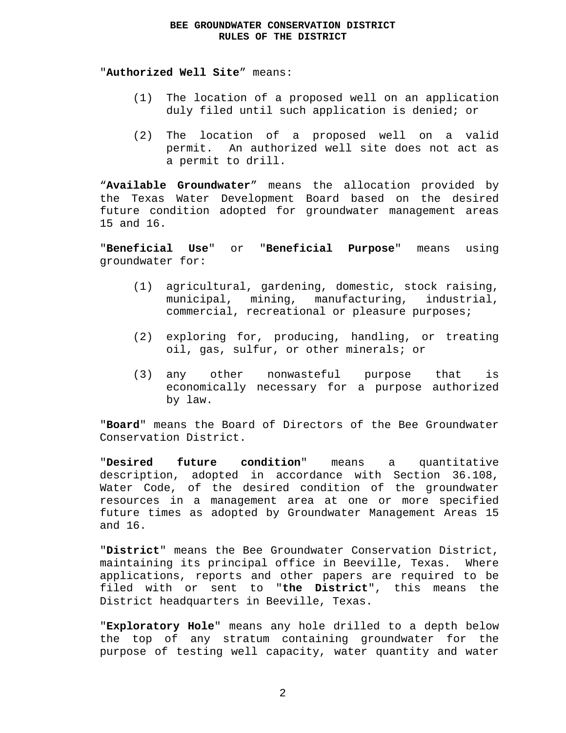"**Authorized Well Site**" means:

(1) The location of a proposed well on an application duly filed until such application is denied; or

(2) The location of a proposed well on a valid permit. An authorized well site does not act as a permit to drill.

"**Available Groundwater**" means the allocation provided by the Texas Water Development Board based on the desired future condition adopted for groundwater management areas 15 and 16.

"**Beneficial Use**" or "**Beneficial Purpose**" means using groundwater for:

(1) agricultural, gardening, domestic, stock raising, municipal, mining, manufacturing, industrial, commercial, recreational or pleasure purposes;

(2) exploring for, producing, handling, or treating oil, gas, sulfur, or other minerals; or

(3) any other nonwasteful purpose that is economically necessary for a purpose authorized by law.

"**Board**" means the Board of Directors of the Bee Groundwater Conservation District.

"**Desired future condition**" means a quantitative description, adopted in accordance with Section 36.108, Water Code, of the desired condition of the groundwater resources in a management area at one or more specified future times as adopted by Groundwater Management Areas 15 and 16.

"**District**" means the Bee Groundwater Conservation District, maintaining its principal office in Beeville, Texas. Where applications, reports and other papers are required to be filed with or sent to "**the District**", this means the District headquarters in Beeville, Texas.

"**Exploratory Hole**" means any hole drilled to a depth below the top of any stratum containing groundwater for the purpose of testing well capacity, water quantity and water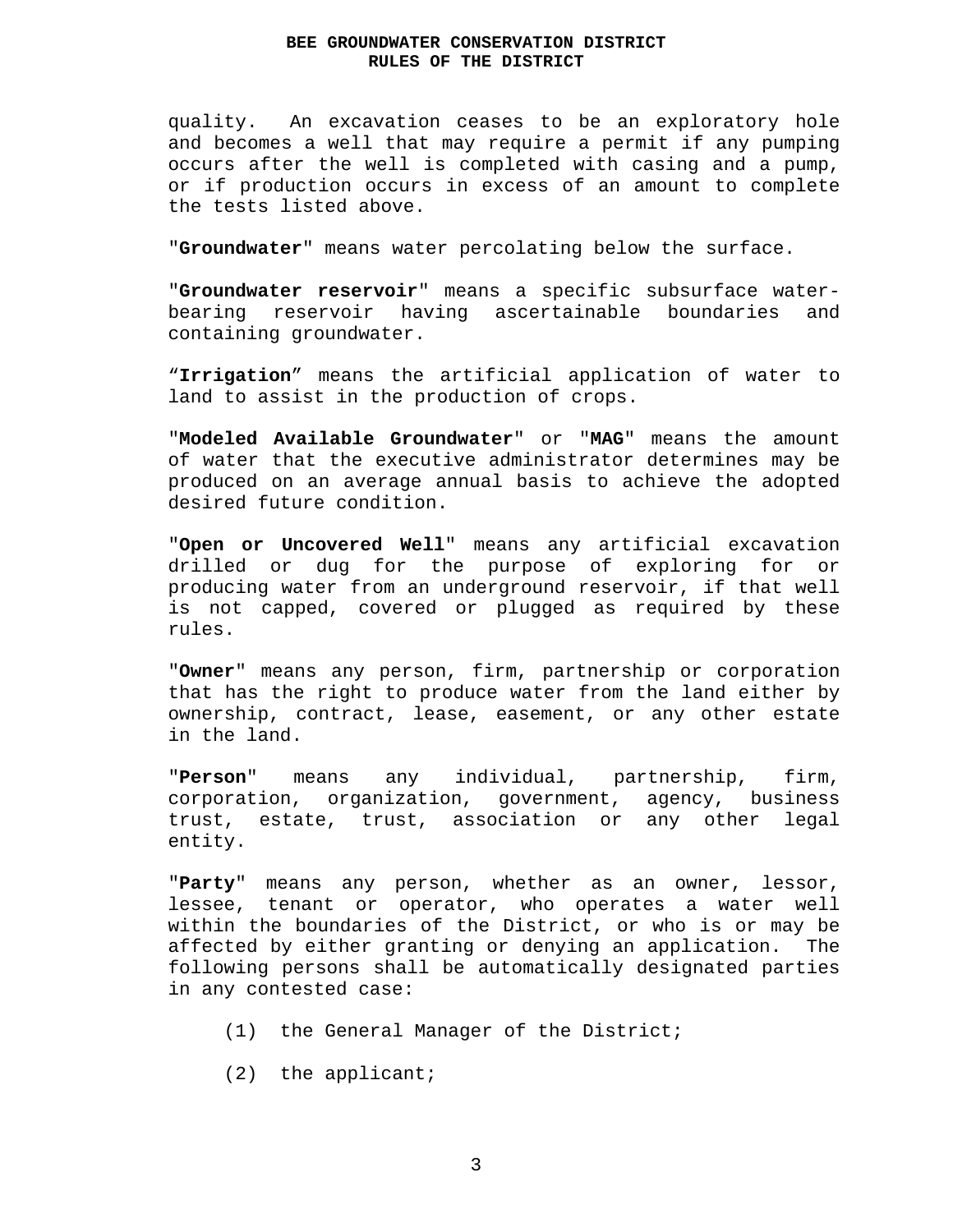quality. An excavation ceases to be an exploratory hole and becomes a well that may require a permit if any pumping occurs after the well is completed with casing and a pump, or if production occurs in excess of an amount to complete the tests listed above.

"**Groundwater**" means water percolating below the surface.

"**Groundwater reservoir**" means a specific subsurface water-bearing reservoir having ascertainable boundaries and containing groundwater.

“**Irrigation**” means the artificial application of water to land to assist in the production of crops.

"**Modeled Available Groundwater**" or "**MAG**" means the amount of water that the executive administrator determines may be produced on an average annual basis to achieve the adopted desired future condition.

"**Open or Uncovered Well**" means any artificial excavation drilled or dug for the purpose of exploring for or producing water from an underground reservoir, if that well is not capped, covered or plugged as required by these rules.

"**Owner**" means any person, firm, partnership or corporation that has the right to produce water from the land either by ownership, contract, lease, easement, or any other estate in the land.

"**Person**" means any individual, partnership, firm, corporation, organization, government, agency, business trust, estate, trust, association or any other legal entity.

"**Party**" means any person, whether as an owner, lessor, lessee, tenant or operator, who operates a water well within the boundaries of the District, or who is or may be affected by either granting or denying an application. The following persons shall be automatically designated parties in any contested case:

(1) the General Manager of the District;

(2) the applicant;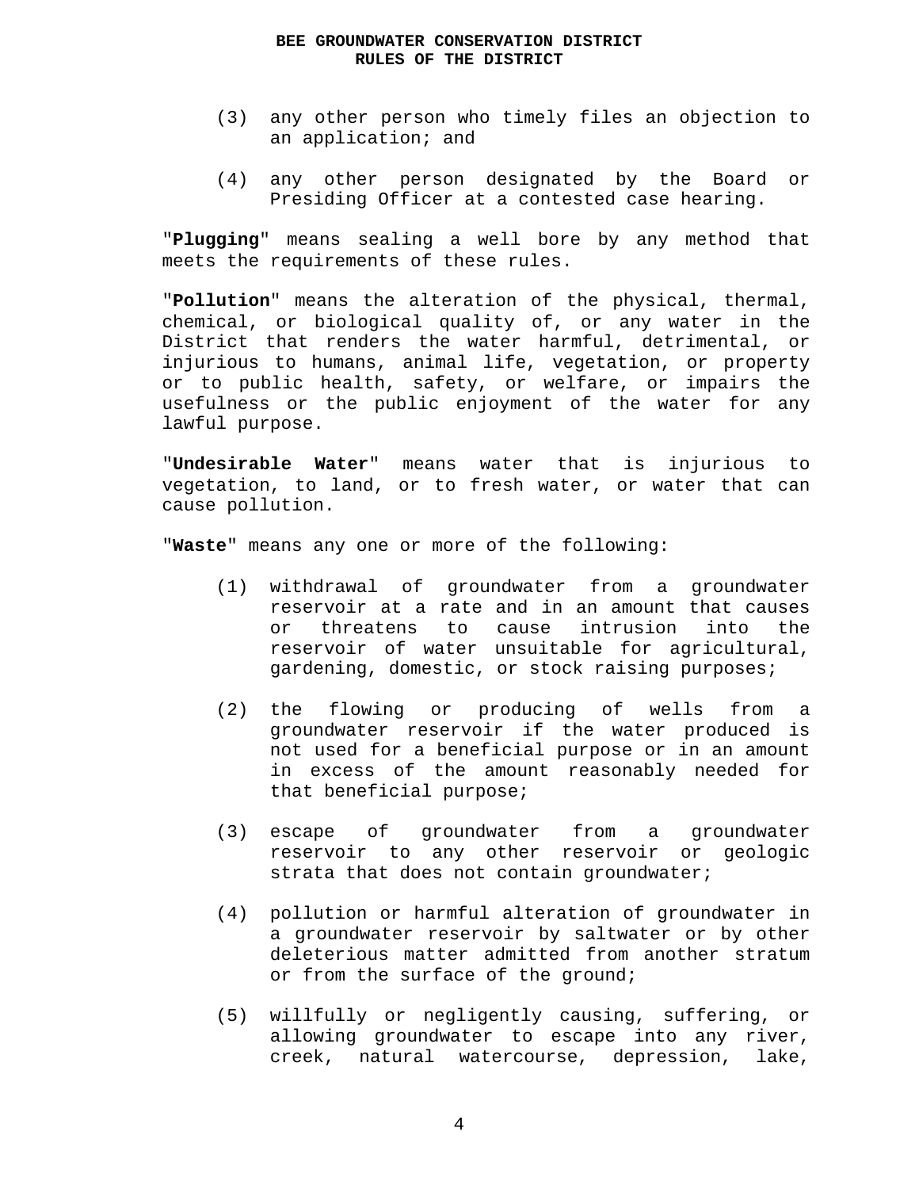(3) any other person who timely files an objection to an application; and

(4) any other person designated by the Board or Presiding Officer at a contested case hearing.

"**Plugging**" means sealing a well bore by any method that meets the requirements of these rules.

"**Pollution**" means the alteration of the physical, thermal, chemical, or biological quality of, or any water in the District that renders the water harmful, detrimental, or injurious to humans, animal life, vegetation, or property or to public health, safety, or welfare, or impairs the usefulness or the public enjoyment of the water for any lawful purpose.

"**Undesirable Water**" means water that is injurious to vegetation, to land, or to fresh water, or water that can cause pollution.

"**Waste**" means any one or more of the following:

(1) withdrawal of groundwater from a groundwater reservoir at a rate and in an amount that causes or threatens to cause intrusion into the reservoir of water unsuitable for agricultural, gardening, domestic, or stock raising purposes;

(2) the flowing or producing of wells from a groundwater reservoir if the water produced is not used for a beneficial purpose or in an amount in excess of the amount reasonably needed for that beneficial purpose;

(3) escape of groundwater from a groundwater reservoir to any other reservoir or geologic strata that does not contain groundwater;

(4) pollution or harmful alteration of groundwater in a groundwater reservoir by saltwater or by other deleterious matter admitted from another stratum or from the surface of the ground;

(5) willfully or negligently causing, suffering, or allowing groundwater to escape into any river, creek, natural watercourse, depression, lake,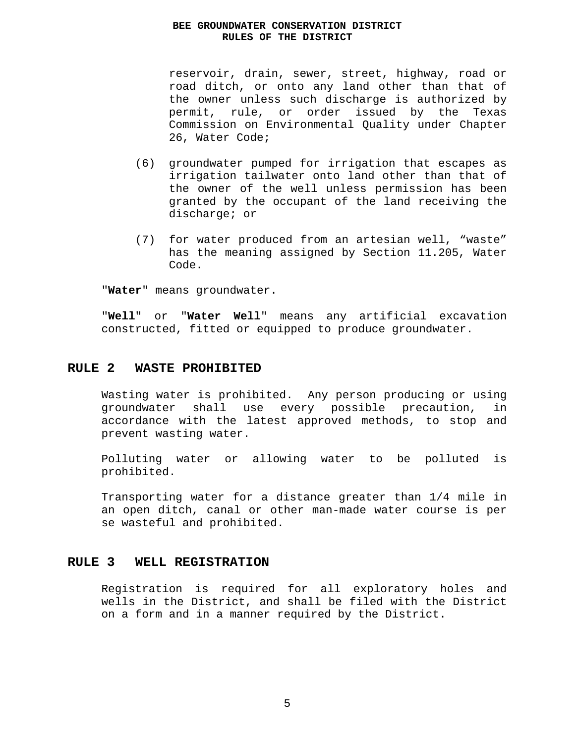reservoir, drain, sewer, street, highway, road or road ditch, or onto any land other than that of the owner unless such discharge is authorized by permit, rule, or order issued by the Texas Commission on Environmental Quality under Chapter 26, Water Code;

(6) groundwater pumped for irrigation that escapes as irrigation tailwater onto land other than that of the owner of the well unless permission has been granted by the occupant of the land receiving the discharge; or

(7) for water produced from an artesian well, “waste” has the meaning assigned by Section 11.205, Water Code.

"**Water**" means groundwater.

"**Well**" or "**Water Well**" means any artificial excavation constructed, fitted or equipped to produce groundwater.

## RULE 2 WASTE PROHIBITED

Wasting water is prohibited. Any person producing or using groundwater shall use every possible precaution, in accordance with the latest approved methods, to stop and prevent wasting water.

Polluting water or allowing water to be polluted is prohibited.

Transporting water for a distance greater than 1/4 mile in an open ditch, canal or other man-made water course is per se wasteful and prohibited.

## RULE 3 WELL REGISTRATION

Registration is required for all exploratory holes and wells in the District, and shall be filed with the District on a form and in a manner required by the District.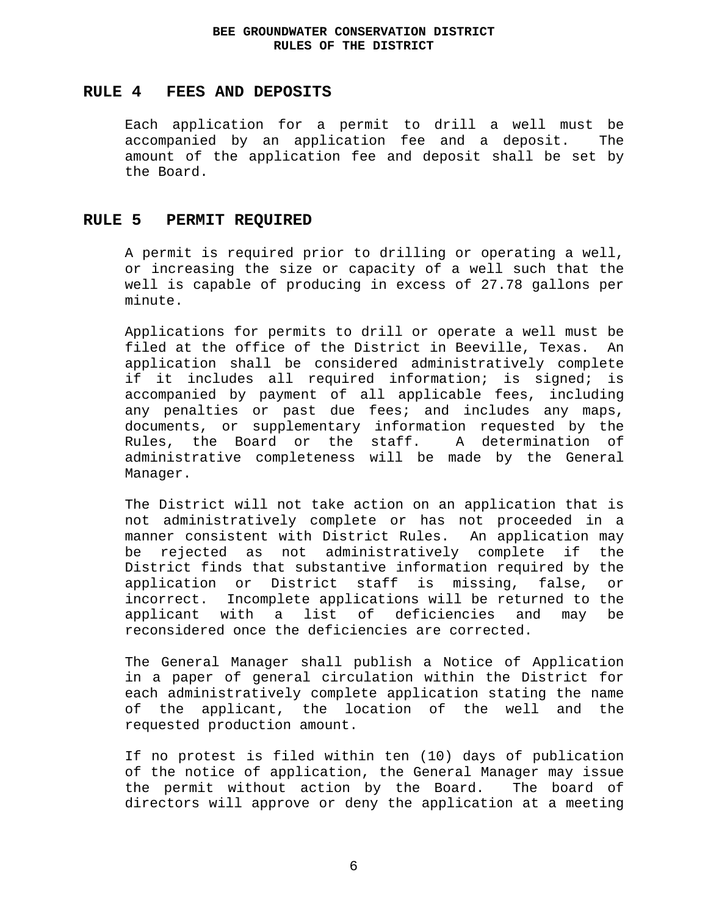## RULE 4 FEES AND DEPOSITS

Each application for a permit to drill a well must be accompanied by an application fee and a deposit. The amount of the application fee and deposit shall be set by the Board.

## RULE 5 PERMIT REQUIRED

A permit is required prior to drilling or operating a well, or increasing the size or capacity of a well such that the well is capable of producing in excess of 27.78 gallons per minute.

Applications for permits to drill or operate a well must be filed at the office of the District in Beeville, Texas. An application shall be considered administratively complete if it includes all required information; is signed; is accompanied by payment of all applicable fees, including any penalties or past due fees; and includes any maps, documents, or supplementary information requested by the Rules, the Board or the staff. A determination of administrative completeness will be made by the General Manager.

The District will not take action on an application that is not administratively complete or has not proceeded in a manner consistent with District Rules. An application may be rejected as not administratively complete if the District finds that substantive information required by the application or District staff is missing, false, or incorrect. Incomplete applications will be returned to the applicant with a list of deficiencies and may be reconsidered once the deficiencies are corrected.

The General Manager shall publish a Notice of Application in a paper of general circulation within the District for each administratively complete application stating the name of the applicant, the location of the well and the requested production amount.

If no protest is filed within ten (10) days of publication of the notice of application, the General Manager may issue the permit without action by the Board. The board of directors will approve or deny the application at a meeting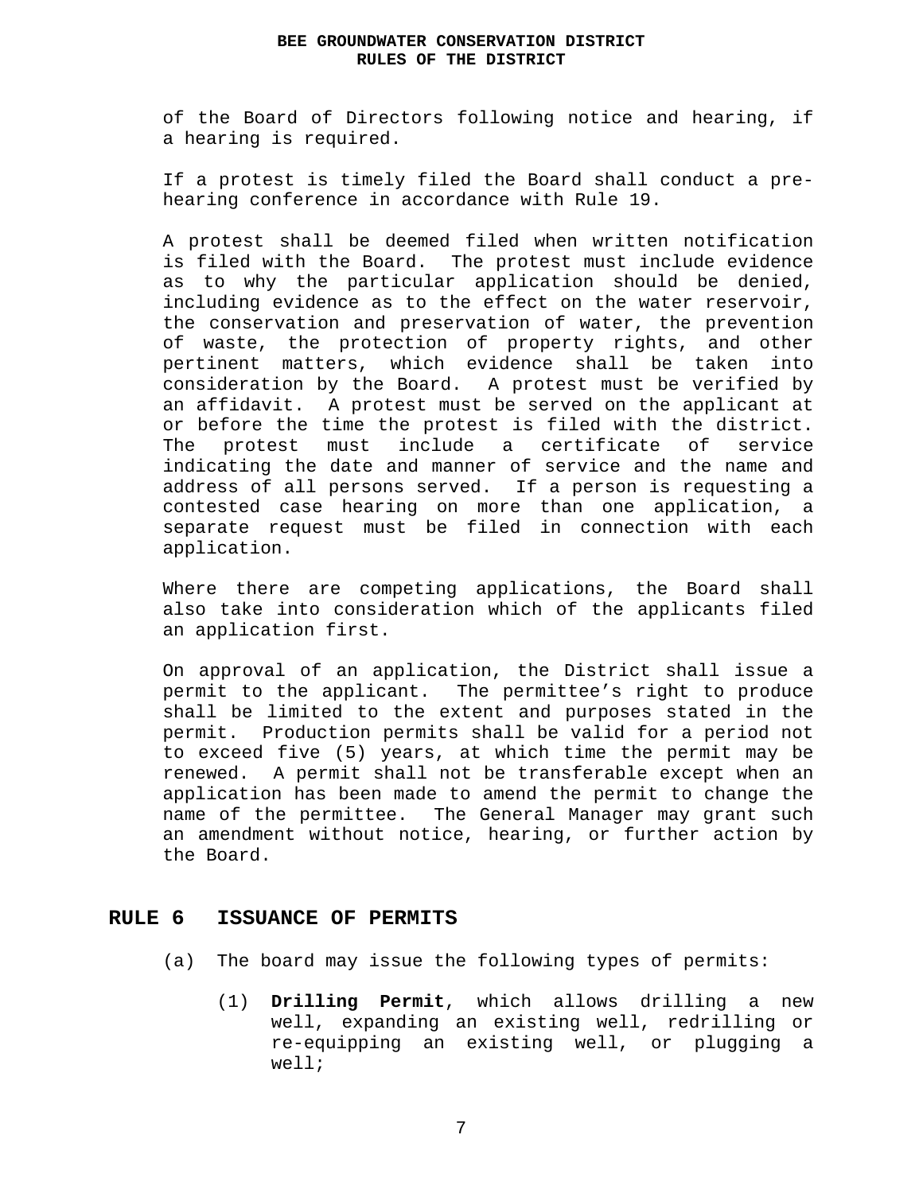of the Board of Directors following notice and hearing, if a hearing is required.

If a protest is timely filed the Board shall conduct a pre-hearing conference in accordance with Rule 19.

A protest shall be deemed filed when written notification is filed with the Board. The protest must include evidence as to why the particular application should be denied, including evidence as to the effect on the water reservoir, the conservation and preservation of water, the prevention of waste, the protection of property rights, and other pertinent matters, which evidence shall be taken into consideration by the Board. A protest must be verified by an affidavit. A protest must be served on the applicant at or before the time the protest is filed with the district. The protest must include a certificate of service indicating the date and manner of service and the name and address of all persons served. If a person is requesting a contested case hearing on more than one application, a separate request must be filed in connection with each application.

Where there are competing applications, the Board shall also take into consideration which of the applicants filed an application first.

On approval of an application, the District shall issue a permit to the applicant. The permittee's right to produce shall be limited to the extent and purposes stated in the permit. Production permits shall be valid for a period not to exceed five (5) years, at which time the permit may be renewed. A permit shall not be transferable except when an application has been made to amend the permit to change the name of the permittee. The General Manager may grant such an amendment without notice, hearing, or further action by the Board.

## RULE 6 ISSUANCE OF PERMITS

(a) The board may issue the following types of permits:

(1) **Drilling Permit**, which allows drilling a new well, expanding an existing well, redrilling or re-equipping an existing well, or plugging a well;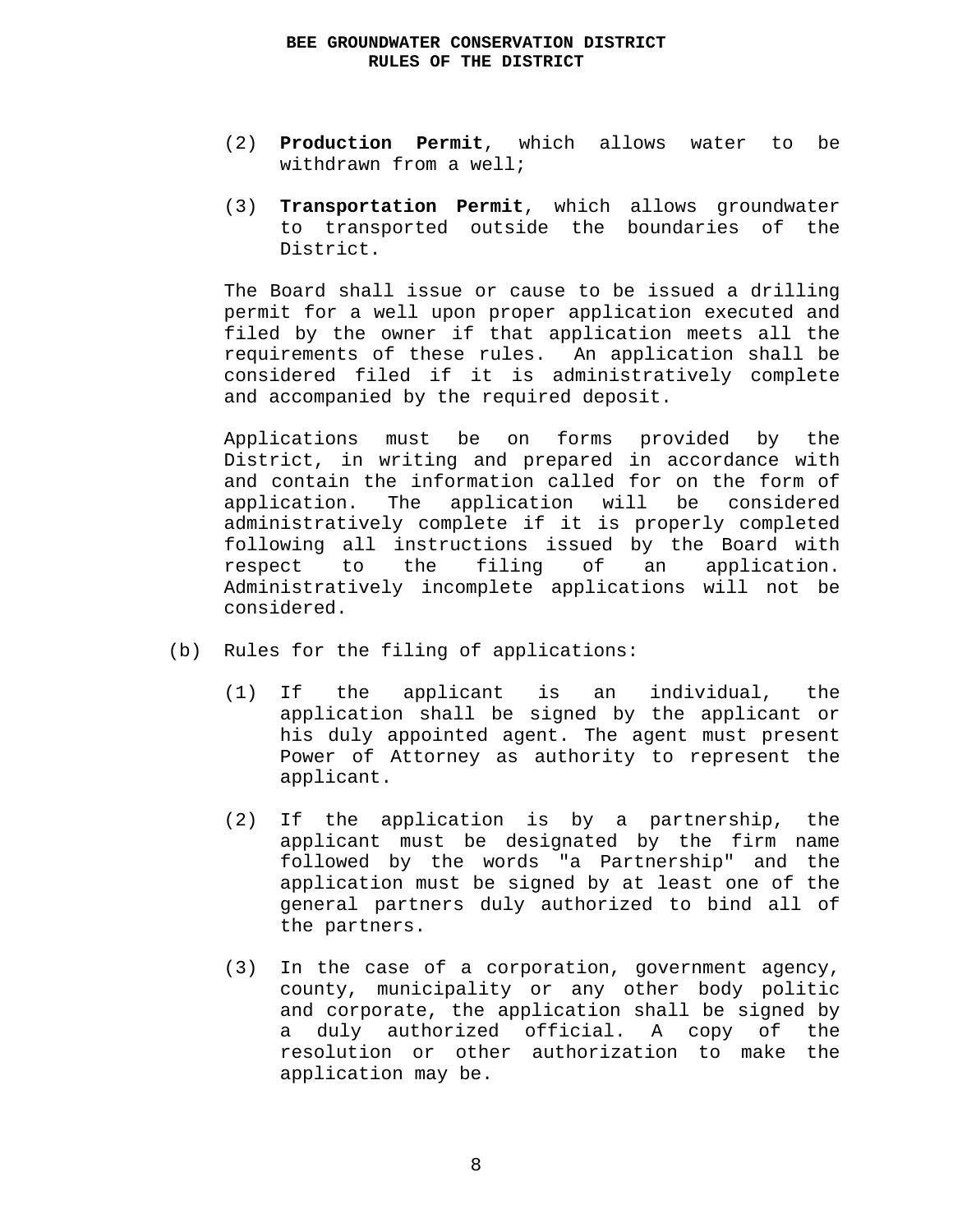(2) **Production Permit**, which allows water to be withdrawn from a well;

(3) **Transportation Permit**, which allows groundwater to transported outside the boundaries of the District.

The Board shall issue or cause to be issued a drilling permit for a well upon proper application executed and filed by the owner if that application meets all the requirements of these rules. An application shall be considered filed if it is administratively complete and accompanied by the required deposit.

Applications must be on forms provided by the District, in writing and prepared in accordance with and contain the information called for on the form of application. The application will be considered administratively complete if it is properly completed following all instructions issued by the Board with respect to the filing of an application. Administratively incomplete applications will not be considered.

(b) Rules for the filing of applications:

(1) If the applicant is an individual, the application shall be signed by the applicant or his duly appointed agent. The agent must present Power of Attorney as authority to represent the applicant.

(2) If the application is by a partnership, the applicant must be designated by the firm name followed by the words "a Partnership" and the application must be signed by at least one of the general partners duly authorized to bind all of the partners.

(3) In the case of a corporation, government agency, county, municipality or any other body politic and corporate, the application shall be signed by a duly authorized official. A copy of the resolution or other authorization to make the application may be.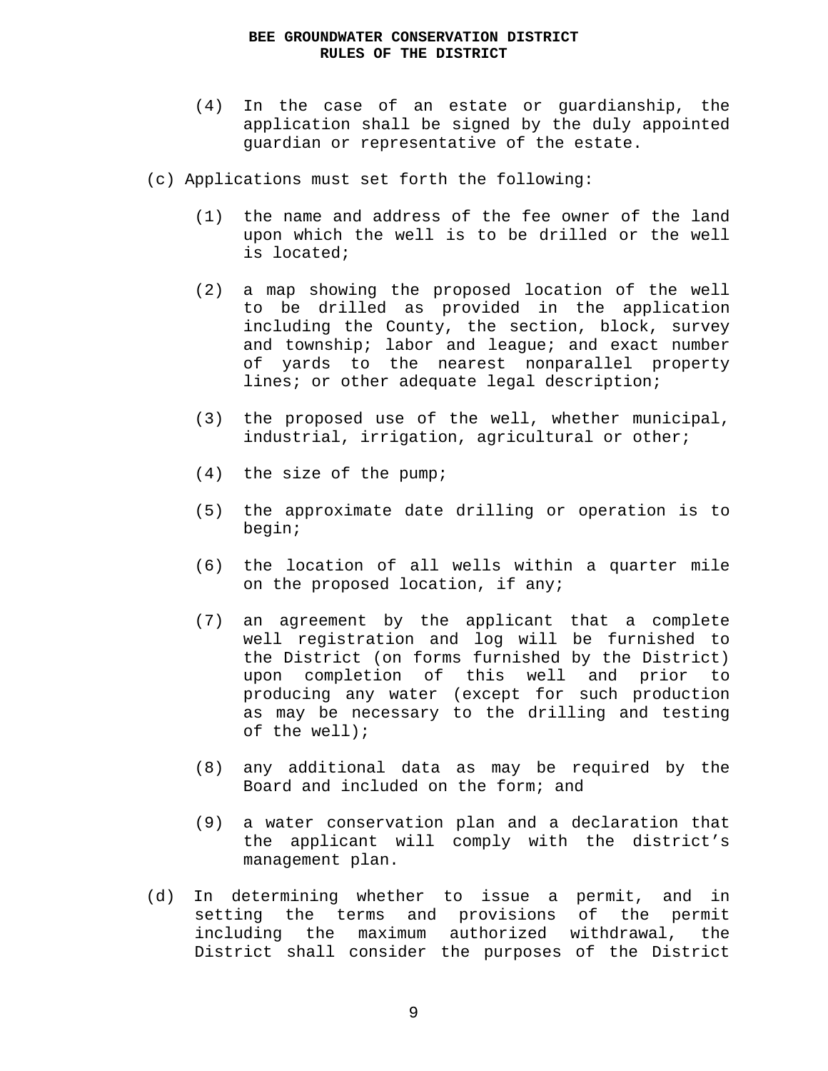(4) In the case of an estate or guardianship, the application shall be signed by the duly appointed guardian or representative of the estate.

(c) Applications must set forth the following:

(1) the name and address of the fee owner of the land upon which the well is to be drilled or the well is located;

(2) a map showing the proposed location of the well to be drilled as provided in the application including the County, the section, block, survey and township; labor and league; and exact number of yards to the nearest nonparallel property lines; or other adequate legal description;

(3) the proposed use of the well, whether municipal, industrial, irrigation, agricultural or other;

(4) the size of the pump;

(5) the approximate date drilling or operation is to begin;

(6) the location of all wells within a quarter mile on the proposed location, if any;

(7) an agreement by the applicant that a complete well registration and log will be furnished to the District (on forms furnished by the District) upon completion of this well and prior to producing any water (except for such production as may be necessary to the drilling and testing of the well);

(8) any additional data as may be required by the Board and included on the form; and

(9) a water conservation plan and a declaration that the applicant will comply with the district's management plan.

(d) In determining whether to issue a permit, and in setting the terms and provisions of the permit including the maximum authorized withdrawal, the District shall consider the purposes of the District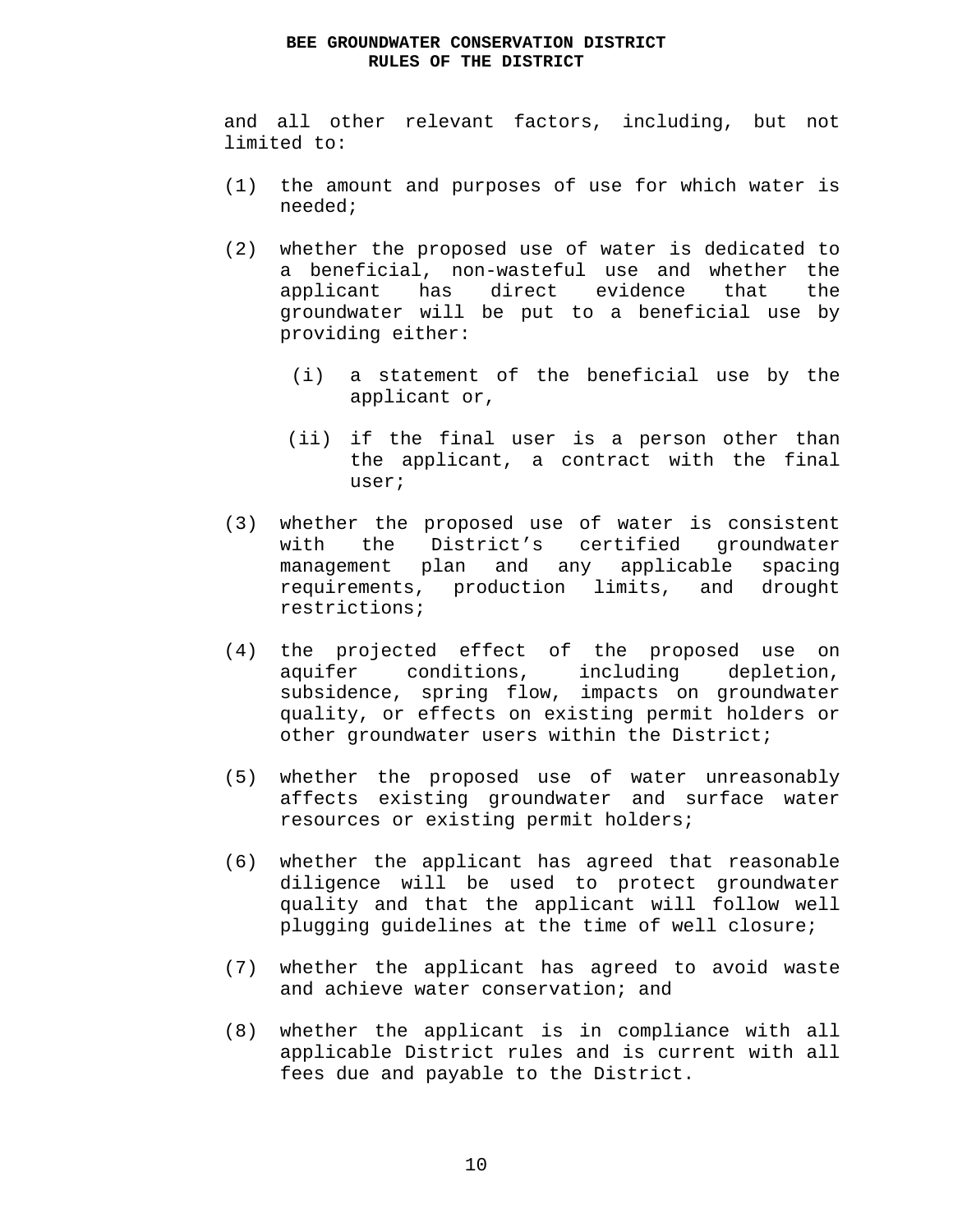and all other relevant factors, including, but not limited to:

(1) the amount and purposes of use for which water is needed;

(2) whether the proposed use of water is dedicated to a beneficial, non-wasteful use and whether the applicant has direct evidence that the groundwater will be put to a beneficial use by providing either:

  (i) a statement of the beneficial use by the applicant or,

  (ii) if the final user is a person other than the applicant, a contract with the final user;

(3) whether the proposed use of water is consistent with the District's certified groundwater management plan and any applicable spacing requirements, production limits, and drought restrictions;

(4) the projected effect of the proposed use on aquifer conditions, including depletion, subsidence, spring flow, impacts on groundwater quality, or effects on existing permit holders or other groundwater users within the District;

(5) whether the proposed use of water unreasonably affects existing groundwater and surface water resources or existing permit holders;

(6) whether the applicant has agreed that reasonable diligence will be used to protect groundwater quality and that the applicant will follow well plugging guidelines at the time of well closure;

(7) whether the applicant has agreed to avoid waste and achieve water conservation; and

(8) whether the applicant is in compliance with all applicable District rules and is current with all fees due and payable to the District.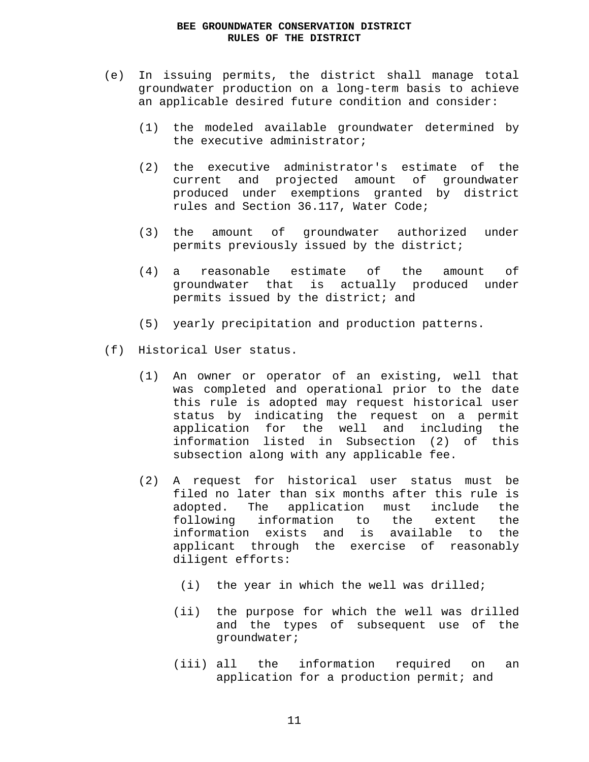(e) In issuing permits, the district shall manage total groundwater production on a long-term basis to achieve an applicable desired future condition and consider:

   (1) the modeled available groundwater determined by the executive administrator;

   (2) the executive administrator's estimate of the current and projected amount of groundwater produced under exemptions granted by district rules and Section 36.117, Water Code;

   (3) the amount of groundwater authorized under permits previously issued by the district;

   (4) a reasonable estimate of the amount of groundwater that is actually produced under permits issued by the district; and

   (5) yearly precipitation and production patterns.

(f) Historical User status.

   (1) An owner or operator of an existing, well that was completed and operational prior to the date this rule is adopted may request historical user status by indicating the request on a permit application for the well and including the information listed in Subsection (2) of this subsection along with any applicable fee.

   (2) A request for historical user status must be filed no later than six months after this rule is adopted. The application must include the following information to the extent the information exists and is available to the applicant through the exercise of reasonably diligent efforts:

      (i) the year in which the well was drilled;

      (ii) the purpose for which the well was drilled and the types of subsequent use of the groundwater;

      (iii) all the information required on an application for a production permit; and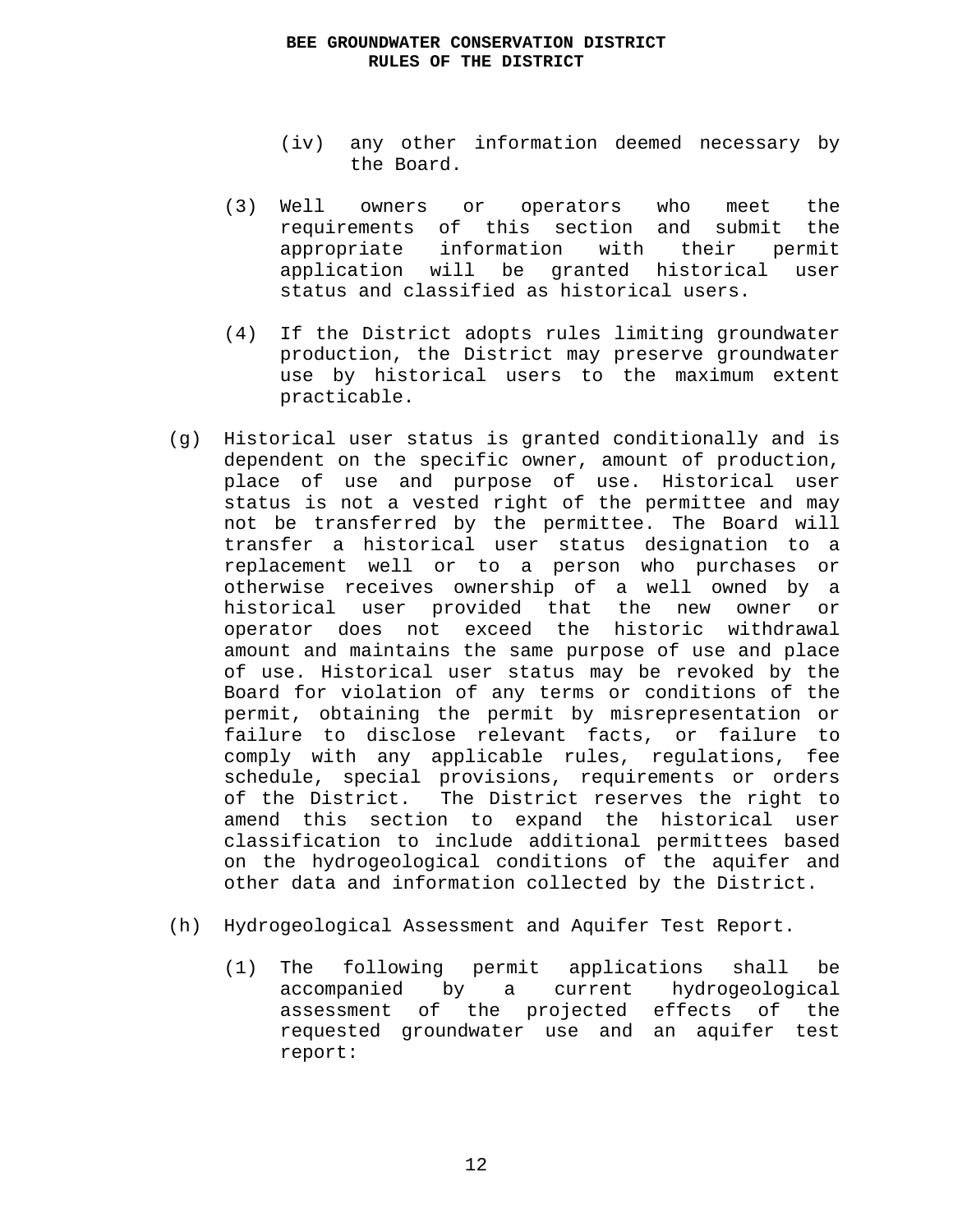(iv) any other information deemed necessary by the Board.

(3) Well owners or operators who meet the requirements of this section and submit the appropriate information with their permit application will be granted historical user status and classified as historical users.

(4) If the District adopts rules limiting groundwater production, the District may preserve groundwater use by historical users to the maximum extent practicable.

(g) Historical user status is granted conditionally and is dependent on the specific owner, amount of production, place of use and purpose of use. Historical user status is not a vested right of the permittee and may not be transferred by the permittee. The Board will transfer a historical user status designation to a replacement well or to a person who purchases or otherwise receives ownership of a well owned by a historical user provided that the new owner or operator does not exceed the historic withdrawal amount and maintains the same purpose of use and place of use. Historical user status may be revoked by the Board for violation of any terms or conditions of the permit, obtaining the permit by misrepresentation or failure to disclose relevant facts, or failure to comply with any applicable rules, regulations, fee schedule, special provisions, requirements or orders of the District. The District reserves the right to amend this section to expand the historical user classification to include additional permittees based on the hydrogeological conditions of the aquifer and other data and information collected by the District.

(h) Hydrogeological Assessment and Aquifer Test Report.

(1) The following permit applications shall be accompanied by a current hydrogeological assessment of the projected effects of the requested groundwater use and an aquifer test report: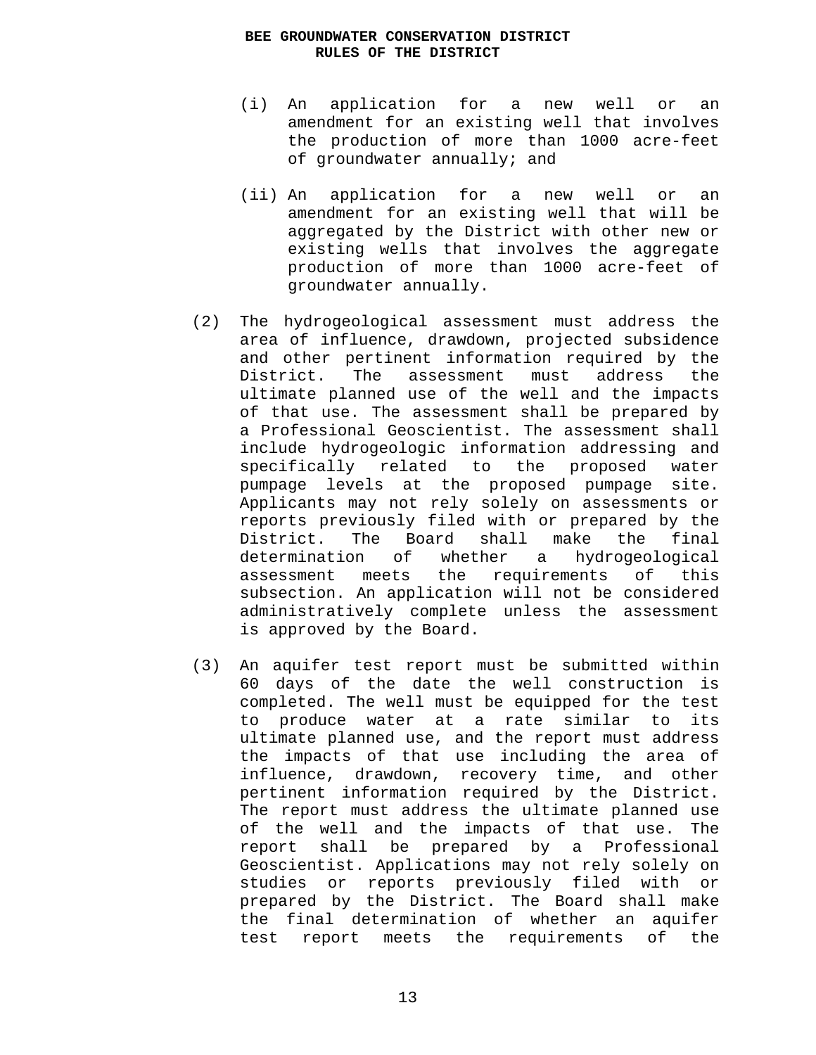(i) An application for a new well or an amendment for an existing well that involves the production of more than 1000 acre-feet of groundwater annually; and

(ii) An application for a new well or an amendment for an existing well that will be aggregated by the District with other new or existing wells that involves the aggregate production of more than 1000 acre-feet of groundwater annually.

(2) The hydrogeological assessment must address the area of influence, drawdown, projected subsidence and other pertinent information required by the District. The assessment must address the ultimate planned use of the well and the impacts of that use. The assessment shall be prepared by a Professional Geoscientist. The assessment shall include hydrogeologic information addressing and specifically related to the proposed water pumpage levels at the proposed pumpage site. Applicants may not rely solely on assessments or reports previously filed with or prepared by the District. The Board shall make the final determination of whether a hydrogeological assessment meets the requirements of this subsection. An application will not be considered administratively complete unless the assessment is approved by the Board.

(3) An aquifer test report must be submitted within 60 days of the date the well construction is completed. The well must be equipped for the test to produce water at a rate similar to its ultimate planned use, and the report must address the impacts of that use including the area of influence, drawdown, recovery time, and other pertinent information required by the District. The report must address the ultimate planned use of the well and the impacts of that use. The report shall be prepared by a Professional Geoscientist. Applications may not rely solely on studies or reports previously filed with or prepared by the District. The Board shall make the final determination of whether an aquifer test report meets the requirements of the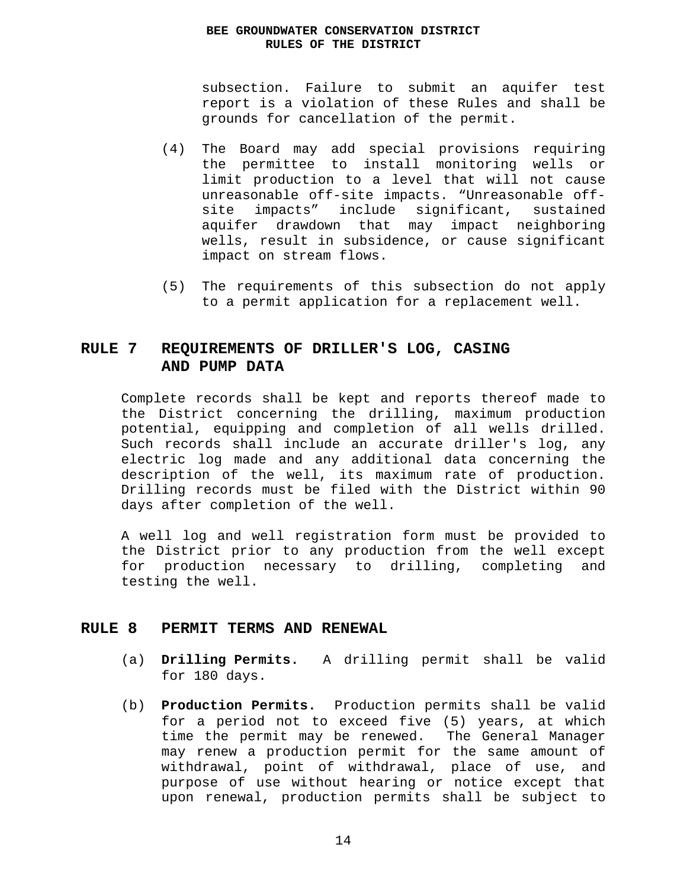subsection. Failure to submit an aquifer test report is a violation of these Rules and shall be grounds for cancellation of the permit.

(4) The Board may add special provisions requiring the permittee to install monitoring wells or limit production to a level that will not cause unreasonable off-site impacts. "Unreasonable off-site impacts" include significant, sustained aquifer drawdown that may impact neighboring wells, result in subsidence, or cause significant impact on stream flows.

(5) The requirements of this subsection do not apply to a permit application for a replacement well.

## RULE 7 REQUIREMENTS OF DRILLER'S LOG, CASING AND PUMP DATA

Complete records shall be kept and reports thereof made to the District concerning the drilling, maximum production potential, equipping and completion of all wells drilled. Such records shall include an accurate driller's log, any electric log made and any additional data concerning the description of the well, its maximum rate of production. Drilling records must be filed with the District within 90 days after completion of the well.

A well log and well registration form must be provided to the District prior to any production from the well except for production necessary to drilling, completing and testing the well.

## RULE 8 PERMIT TERMS AND RENEWAL

(a) **Drilling Permits.** A drilling permit shall be valid for 180 days.

(b) **Production Permits.** Production permits shall be valid for a period not to exceed five (5) years, at which time the permit may be renewed. The General Manager may renew a production permit for the same amount of withdrawal, point of withdrawal, place of use, and purpose of use without hearing or notice except that upon renewal, production permits shall be subject to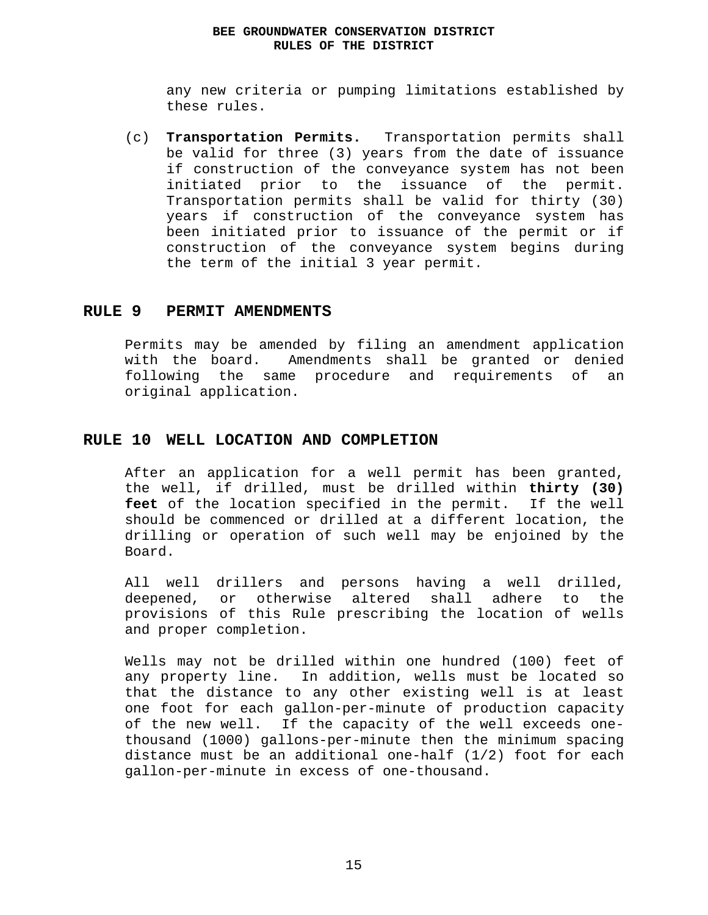any new criteria or pumping limitations established by these rules.

(c) **Transportation Permits.** Transportation permits shall be valid for three (3) years from the date of issuance if construction of the conveyance system has not been initiated prior to the issuance of the permit. Transportation permits shall be valid for thirty (30) years if construction of the conveyance system has been initiated prior to issuance of the permit or if construction of the conveyance system begins during the term of the initial 3 year permit.

## RULE 9 PERMIT AMENDMENTS

Permits may be amended by filing an amendment application with the board. Amendments shall be granted or denied following the same procedure and requirements of an original application.

## RULE 10 WELL LOCATION AND COMPLETION

After an application for a well permit has been granted, the well, if drilled, must be drilled within **thirty (30) feet** of the location specified in the permit. If the well should be commenced or drilled at a different location, the drilling or operation of such well may be enjoined by the Board.

All well drillers and persons having a well drilled, deepened, or otherwise altered shall adhere to the provisions of this Rule prescribing the location of wells and proper completion.

Wells may not be drilled within one hundred (100) feet of any property line. In addition, wells must be located so that the distance to any other existing well is at least one foot for each gallon-per-minute of production capacity of the new well. If the capacity of the well exceeds one-thousand (1000) gallons-per-minute then the minimum spacing distance must be an additional one-half (1/2) foot for each gallon-per-minute in excess of one-thousand.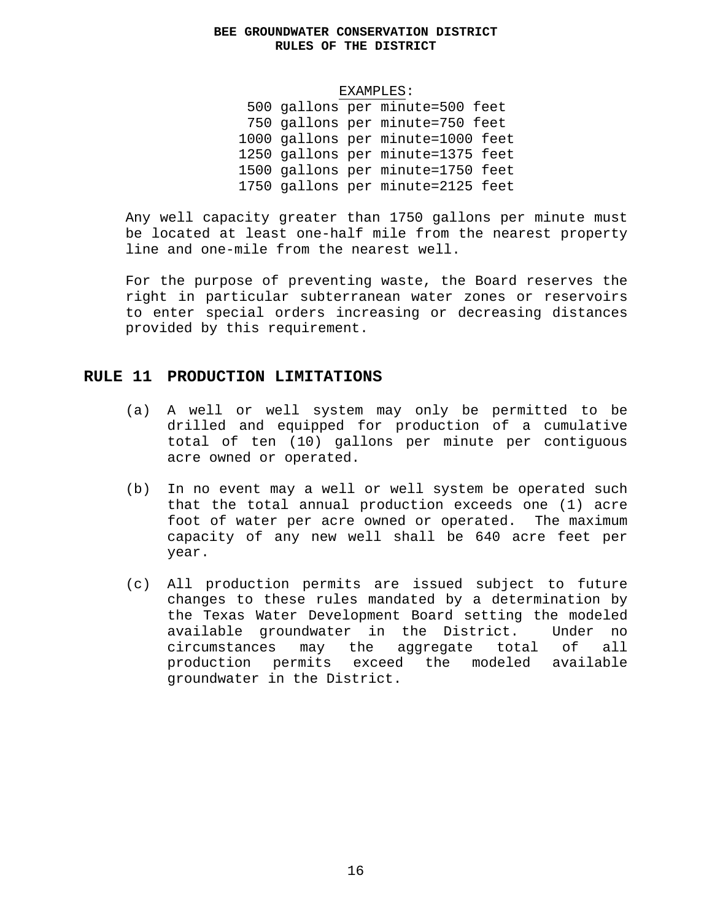EXAMPLES:

500 gallons per minute=500 feet
750 gallons per minute=750 feet
1000 gallons per minute=1000 feet
1250 gallons per minute=1375 feet
1500 gallons per minute=1750 feet
1750 gallons per minute=2125 feet

Any well capacity greater than 1750 gallons per minute must be located at least one-half mile from the nearest property line and one-mile from the nearest well.

For the purpose of preventing waste, the Board reserves the right in particular subterranean water zones or reservoirs to enter special orders increasing or decreasing distances provided by this requirement.

## RULE 11 PRODUCTION LIMITATIONS

(a) A well or well system may only be permitted to be drilled and equipped for production of a cumulative total of ten (10) gallons per minute per contiguous acre owned or operated.

(b) In no event may a well or well system be operated such that the total annual production exceeds one (1) acre foot of water per acre owned or operated. The maximum capacity of any new well shall be 640 acre feet per year.

(c) All production permits are issued subject to future changes to these rules mandated by a determination by the Texas Water Development Board setting the modeled available groundwater in the District. Under no circumstances may the aggregate total of all production permits exceed the modeled available groundwater in the District.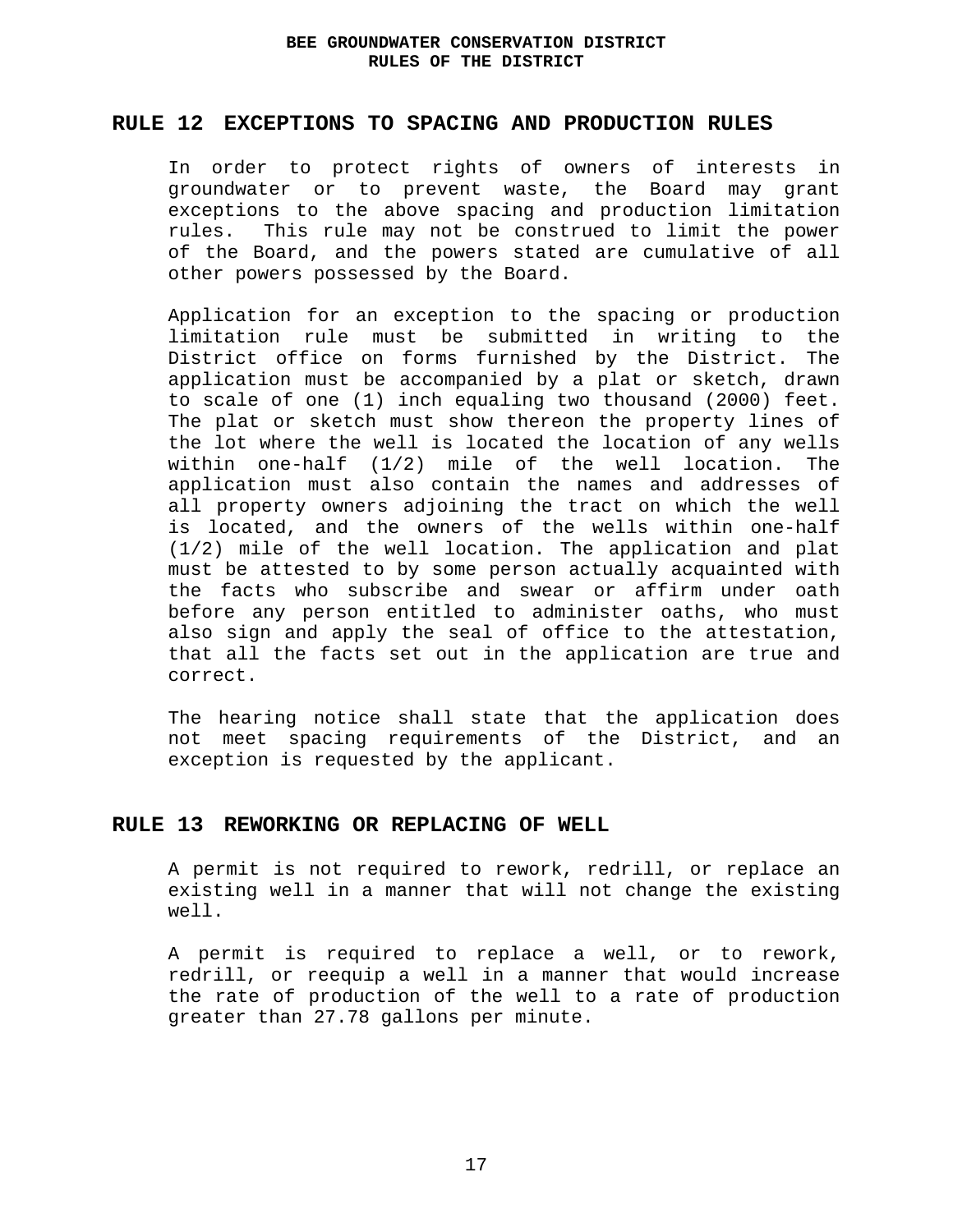## RULE 12 EXCEPTIONS TO SPACING AND PRODUCTION RULES

In order to protect rights of owners of interests in groundwater or to prevent waste, the Board may grant exceptions to the above spacing and production limitation rules. This rule may not be construed to limit the power of the Board, and the powers stated are cumulative of all other powers possessed by the Board.

Application for an exception to the spacing or production limitation rule must be submitted in writing to the District office on forms furnished by the District. The application must be accompanied by a plat or sketch, drawn to scale of one (1) inch equaling two thousand (2000) feet. The plat or sketch must show thereon the property lines of the lot where the well is located the location of any wells within one-half (1/2) mile of the well location. The application must also contain the names and addresses of all property owners adjoining the tract on which the well is located, and the owners of the wells within one-half (1/2) mile of the well location. The application and plat must be attested to by some person actually acquainted with the facts who subscribe and swear or affirm under oath before any person entitled to administer oaths, who must also sign and apply the seal of office to the attestation, that all the facts set out in the application are true and correct.

The hearing notice shall state that the application does not meet spacing requirements of the District, and an exception is requested by the applicant.

## RULE 13 REWORKING OR REPLACING OF WELL

A permit is not required to rework, redrill, or replace an existing well in a manner that will not change the existing well.

A permit is required to replace a well, or to rework, redrill, or reequip a well in a manner that would increase the rate of production of the well to a rate of production greater than 27.78 gallons per minute.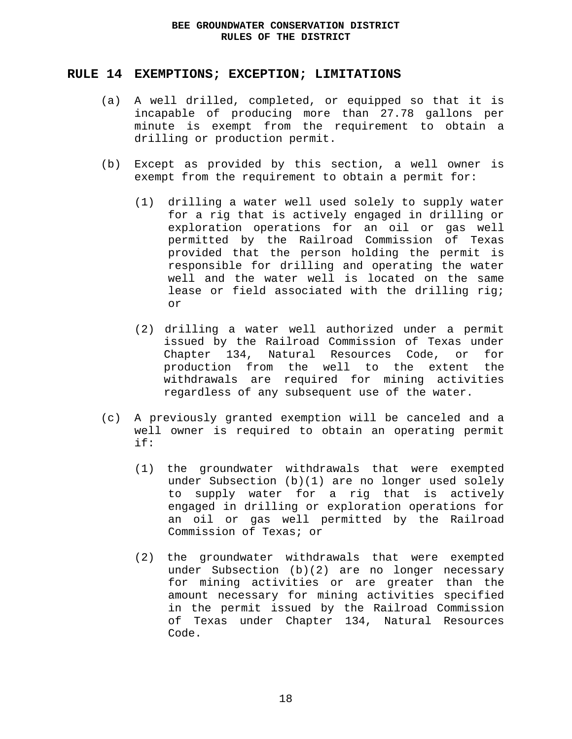## RULE 14 EXEMPTIONS; EXCEPTION; LIMITATIONS

(a) A well drilled, completed, or equipped so that it is incapable of producing more than 27.78 gallons per minute is exempt from the requirement to obtain a drilling or production permit.

(b) Except as provided by this section, a well owner is exempt from the requirement to obtain a permit for:

(1) drilling a water well used solely to supply water for a rig that is actively engaged in drilling or exploration operations for an oil or gas well permitted by the Railroad Commission of Texas provided that the person holding the permit is responsible for drilling and operating the water well and the water well is located on the same lease or field associated with the drilling rig; or

(2) drilling a water well authorized under a permit issued by the Railroad Commission of Texas under Chapter 134, Natural Resources Code, or for production from the well to the extent the withdrawals are required for mining activities regardless of any subsequent use of the water.

(c) A previously granted exemption will be canceled and a well owner is required to obtain an operating permit if:

(1) the groundwater withdrawals that were exempted under Subsection (b)(1) are no longer used solely to supply water for a rig that is actively engaged in drilling or exploration operations for an oil or gas well permitted by the Railroad Commission of Texas; or

(2) the groundwater withdrawals that were exempted under Subsection (b)(2) are no longer necessary for mining activities or are greater than the amount necessary for mining activities specified in the permit issued by the Railroad Commission of Texas under Chapter 134, Natural Resources Code.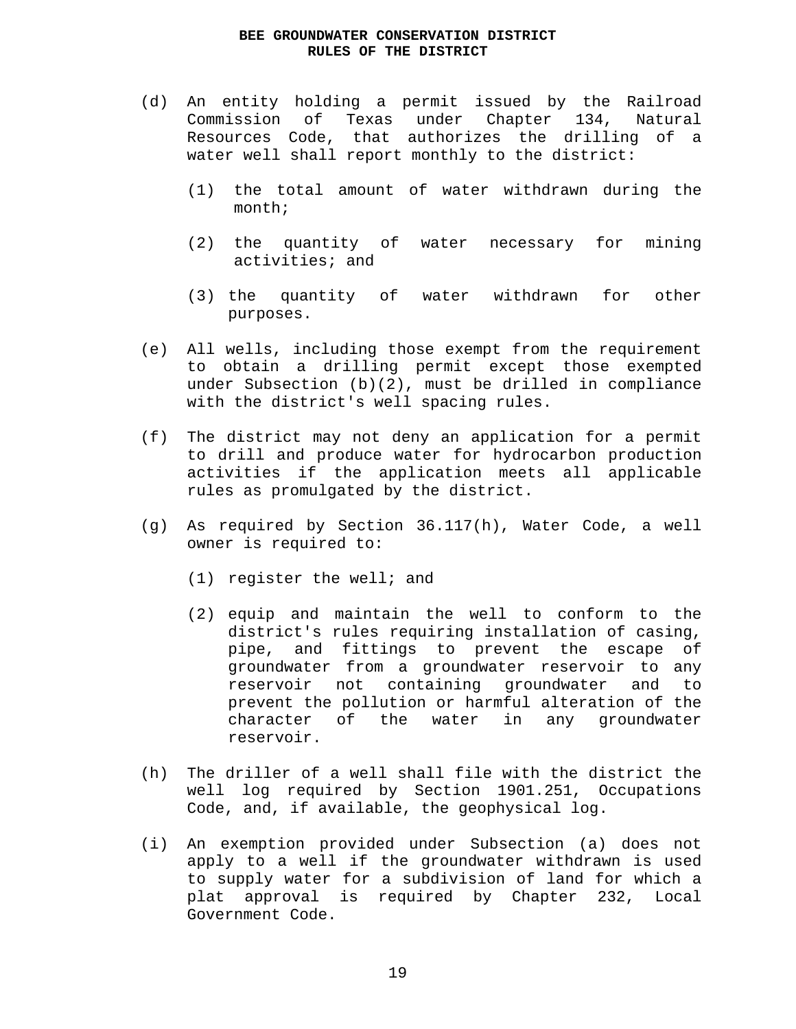(d) An entity holding a permit issued by the Railroad Commission of Texas under Chapter 134, Natural Resources Code, that authorizes the drilling of a water well shall report monthly to the district:

   (1) the total amount of water withdrawn during the month;

   (2) the quantity of water necessary for mining activities; and

   (3) the quantity of water withdrawn for other purposes.

(e) All wells, including those exempt from the requirement to obtain a drilling permit except those exempted under Subsection (b)(2), must be drilled in compliance with the district's well spacing rules.

(f) The district may not deny an application for a permit to drill and produce water for hydrocarbon production activities if the application meets all applicable rules as promulgated by the district.

(g) As required by Section 36.117(h), Water Code, a well owner is required to:

   (1) register the well; and

   (2) equip and maintain the well to conform to the district's rules requiring installation of casing, pipe, and fittings to prevent the escape of groundwater from a groundwater reservoir to any reservoir not containing groundwater and to prevent the pollution or harmful alteration of the character of the water in any groundwater reservoir.

(h) The driller of a well shall file with the district the well log required by Section 1901.251, Occupations Code, and, if available, the geophysical log.

(i) An exemption provided under Subsection (a) does not apply to a well if the groundwater withdrawn is used to supply water for a subdivision of land for which a plat approval is required by Chapter 232, Local Government Code.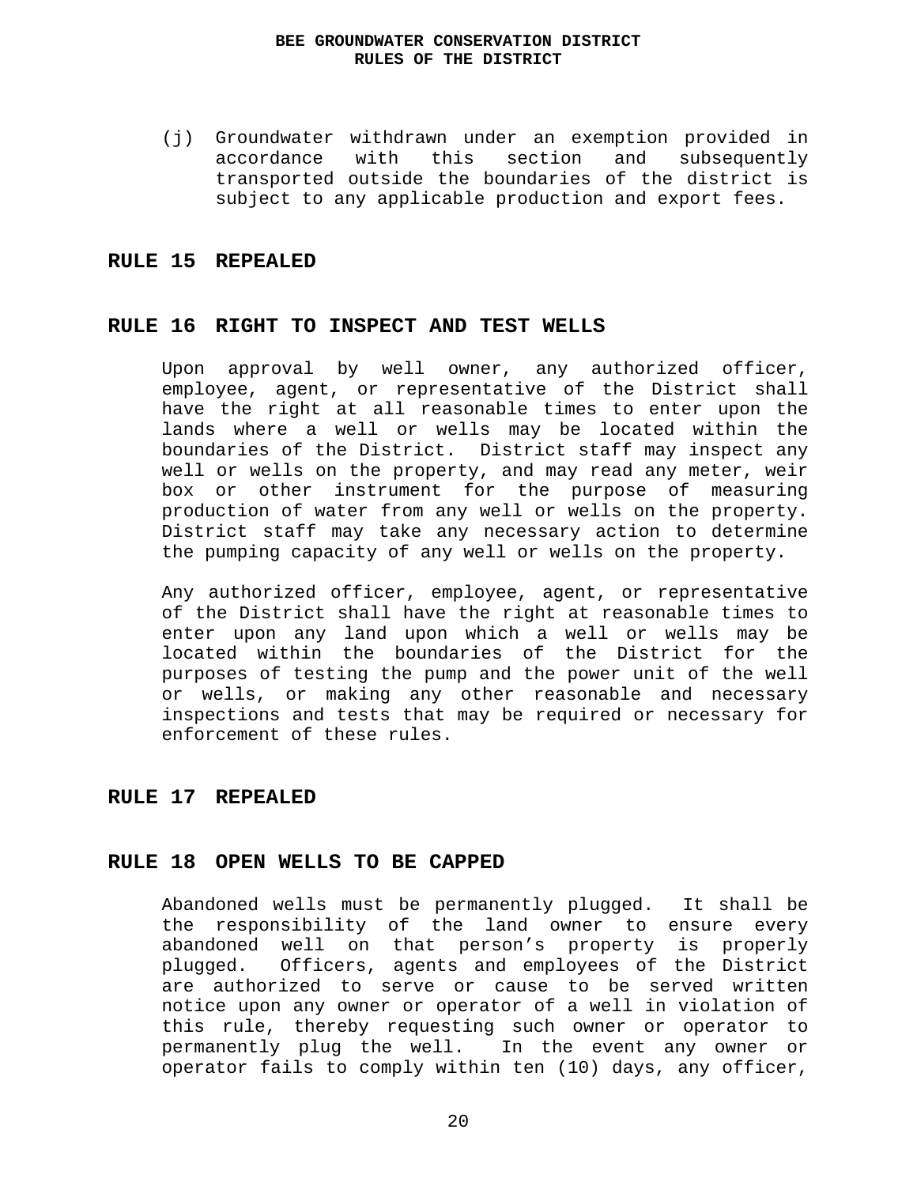(j) Groundwater withdrawn under an exemption provided in accordance with this section and subsequently transported outside the boundaries of the district is subject to any applicable production and export fees.

## RULE 15 REPEALED

## RULE 16 RIGHT TO INSPECT AND TEST WELLS

Upon approval by well owner, any authorized officer, employee, agent, or representative of the District shall have the right at all reasonable times to enter upon the lands where a well or wells may be located within the boundaries of the District. District staff may inspect any well or wells on the property, and may read any meter, weir box or other instrument for the purpose of measuring production of water from any well or wells on the property. District staff may take any necessary action to determine the pumping capacity of any well or wells on the property.

Any authorized officer, employee, agent, or representative of the District shall have the right at reasonable times to enter upon any land upon which a well or wells may be located within the boundaries of the District for the purposes of testing the pump and the power unit of the well or wells, or making any other reasonable and necessary inspections and tests that may be required or necessary for enforcement of these rules.

## RULE 17 REPEALED

## RULE 18 OPEN WELLS TO BE CAPPED

Abandoned wells must be permanently plugged. It shall be the responsibility of the land owner to ensure every abandoned well on that person's property is properly plugged. Officers, agents and employees of the District are authorized to serve or cause to be served written notice upon any owner or operator of a well in violation of this rule, thereby requesting such owner or operator to permanently plug the well. In the event any owner or operator fails to comply within ten (10) days, any officer,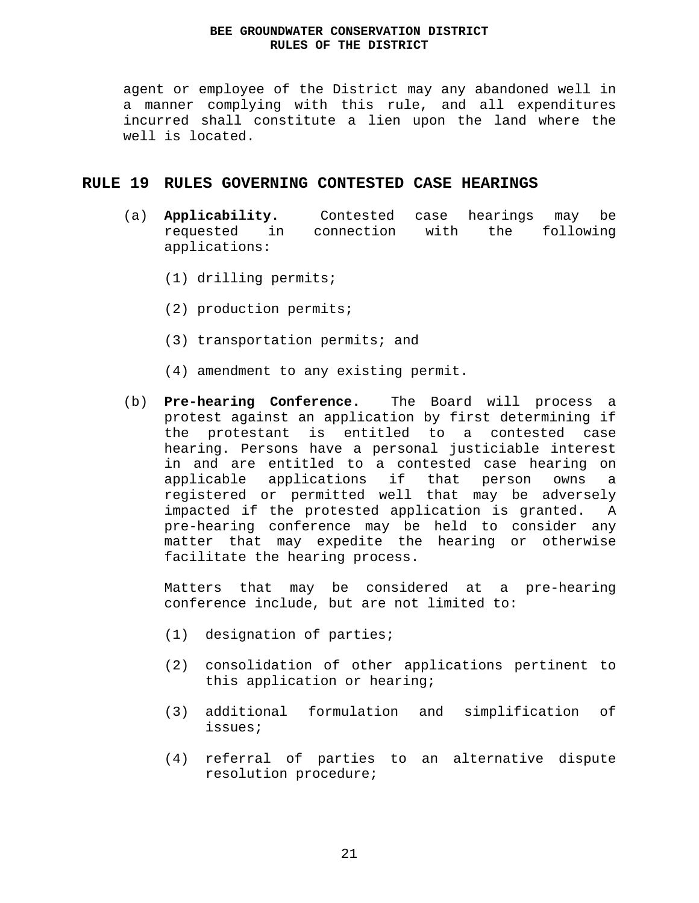agent or employee of the District may any abandoned well in a manner complying with this rule, and all expenditures incurred shall constitute a lien upon the land where the well is located.

## RULE 19 RULES GOVERNING CONTESTED CASE HEARINGS

(a) **Applicability.** Contested case hearings may be requested in connection with the following applications:

(1) drilling permits;

(2) production permits;

(3) transportation permits; and

(4) amendment to any existing permit.

(b) **Pre-hearing Conference.** The Board will process a protest against an application by first determining if the protestant is entitled to a contested case hearing. Persons have a personal justiciable interest in and are entitled to a contested case hearing on applicable applications if that person owns a registered or permitted well that may be adversely impacted if the protested application is granted. A pre-hearing conference may be held to consider any matter that may expedite the hearing or otherwise facilitate the hearing process.

Matters that may be considered at a pre-hearing conference include, but are not limited to:

(1) designation of parties;

(2) consolidation of other applications pertinent to this application or hearing;

(3) additional formulation and simplification of issues;

(4) referral of parties to an alternative dispute resolution procedure;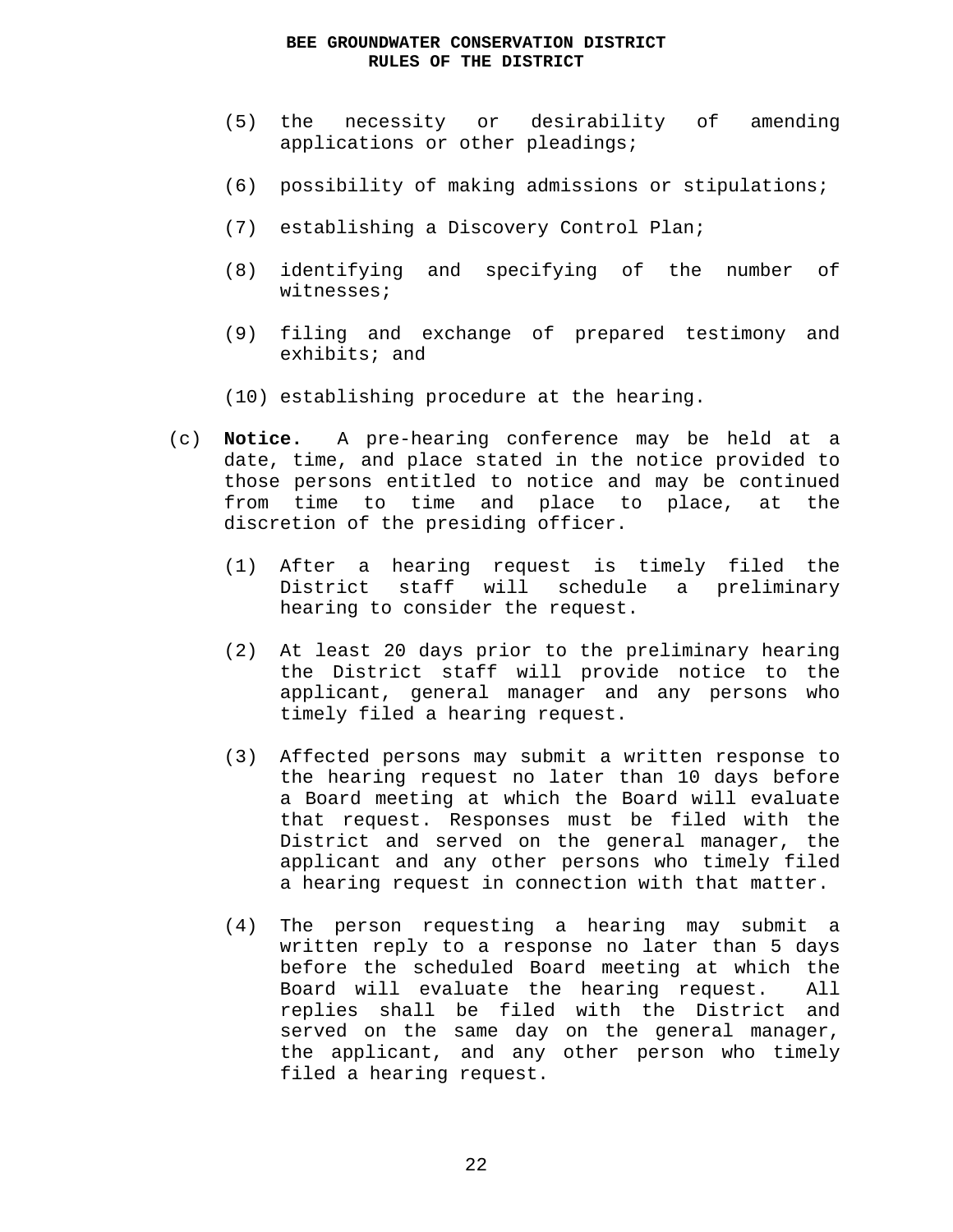(5) the necessity or desirability of amending applications or other pleadings;

(6) possibility of making admissions or stipulations;

(7) establishing a Discovery Control Plan;

(8) identifying and specifying of the number of witnesses;

(9) filing and exchange of prepared testimony and exhibits; and

(10) establishing procedure at the hearing.

(c) **Notice.** A pre-hearing conference may be held at a date, time, and place stated in the notice provided to those persons entitled to notice and may be continued from time to time and place to place, at the discretion of the presiding officer.

(1) After a hearing request is timely filed the District staff will schedule a preliminary hearing to consider the request.

(2) At least 20 days prior to the preliminary hearing the District staff will provide notice to the applicant, general manager and any persons who timely filed a hearing request.

(3) Affected persons may submit a written response to the hearing request no later than 10 days before a Board meeting at which the Board will evaluate that request. Responses must be filed with the District and served on the general manager, the applicant and any other persons who timely filed a hearing request in connection with that matter.

(4) The person requesting a hearing may submit a written reply to a response no later than 5 days before the scheduled Board meeting at which the Board will evaluate the hearing request. All replies shall be filed with the District and served on the same day on the general manager, the applicant, and any other person who timely filed a hearing request.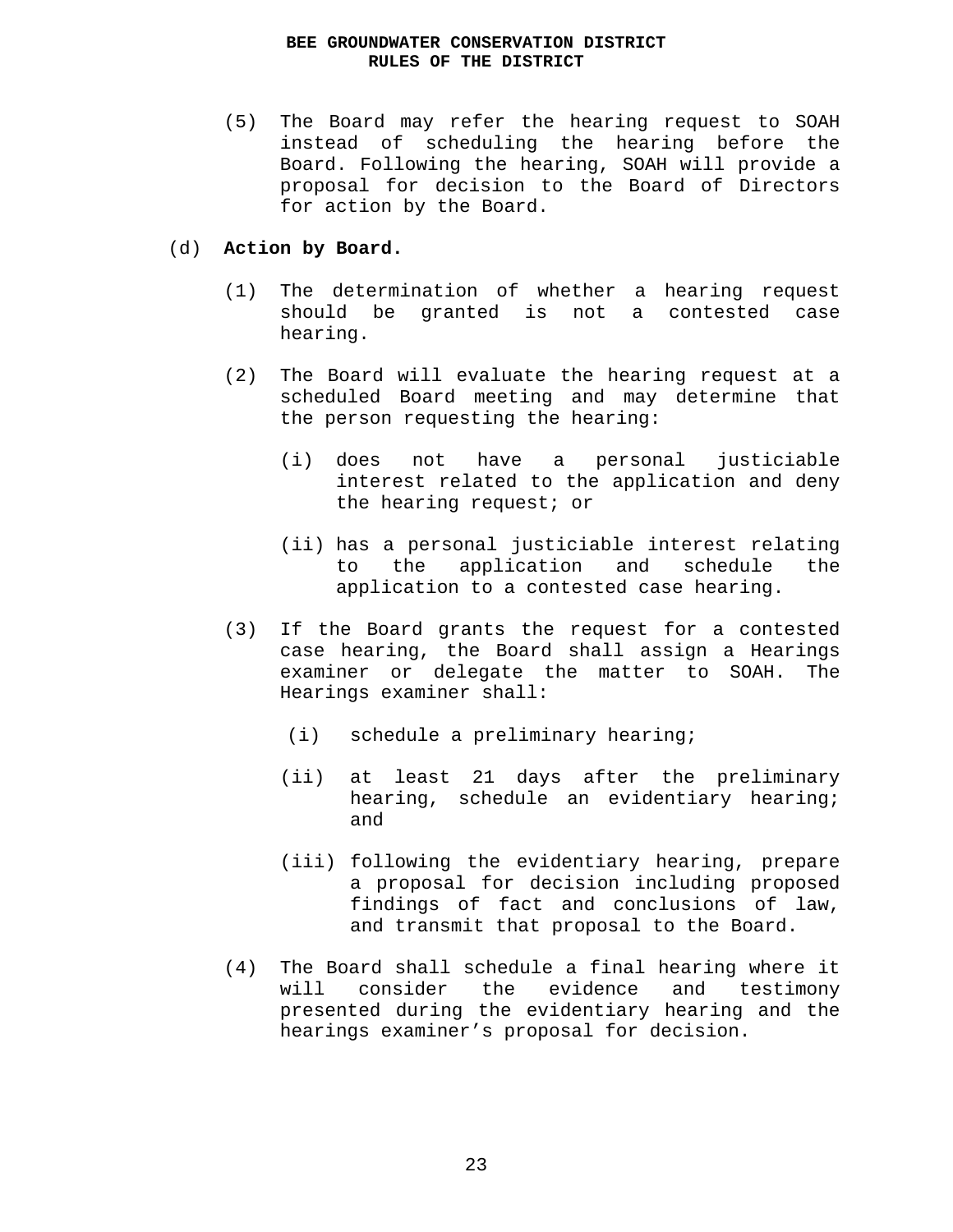(5) The Board may refer the hearing request to SOAH instead of scheduling the hearing before the Board. Following the hearing, SOAH will provide a proposal for decision to the Board of Directors for action by the Board.

(d) **Action by Board.**

(1) The determination of whether a hearing request should be granted is not a contested case hearing.

(2) The Board will evaluate the hearing request at a scheduled Board meeting and may determine that the person requesting the hearing:

(i) does not have a personal justiciable interest related to the application and deny the hearing request; or

(ii) has a personal justiciable interest relating to the application and schedule the application to a contested case hearing.

(3) If the Board grants the request for a contested case hearing, the Board shall assign a Hearings examiner or delegate the matter to SOAH. The Hearings examiner shall:

(i) schedule a preliminary hearing;

(ii) at least 21 days after the preliminary hearing, schedule an evidentiary hearing; and

(iii) following the evidentiary hearing, prepare a proposal for decision including proposed findings of fact and conclusions of law, and transmit that proposal to the Board.

(4) The Board shall schedule a final hearing where it will consider the evidence and testimony presented during the evidentiary hearing and the hearings examiner's proposal for decision.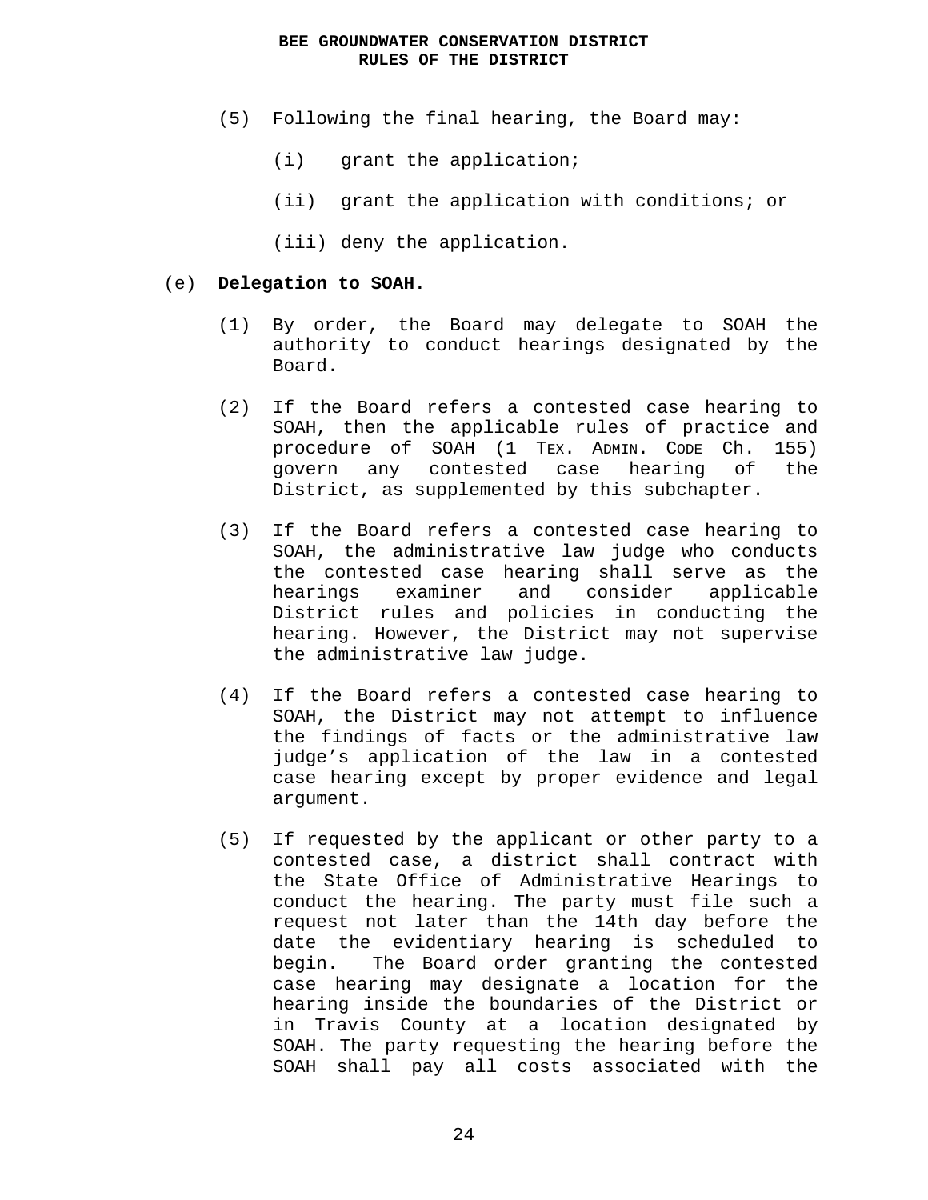(5) Following the final hearing, the Board may:

(i) grant the application;

(ii) grant the application with conditions; or

(iii) deny the application.

(e) **Delegation to SOAH.**

(1) By order, the Board may delegate to SOAH the authority to conduct hearings designated by the Board.

(2) If the Board refers a contested case hearing to SOAH, then the applicable rules of practice and procedure of SOAH (1 TEX. ADMIN. CODE Ch. 155) govern any contested case hearing of the District, as supplemented by this subchapter.

(3) If the Board refers a contested case hearing to SOAH, the administrative law judge who conducts the contested case hearing shall serve as the hearings examiner and consider applicable District rules and policies in conducting the hearing. However, the District may not supervise the administrative law judge.

(4) If the Board refers a contested case hearing to SOAH, the District may not attempt to influence the findings of facts or the administrative law judge's application of the law in a contested case hearing except by proper evidence and legal argument.

(5) If requested by the applicant or other party to a contested case, a district shall contract with the State Office of Administrative Hearings to conduct the hearing. The party must file such a request not later than the 14th day before the date the evidentiary hearing is scheduled to begin. The Board order granting the contested case hearing may designate a location for the hearing inside the boundaries of the District or in Travis County at a location designated by SOAH. The party requesting the hearing before the SOAH shall pay all costs associated with the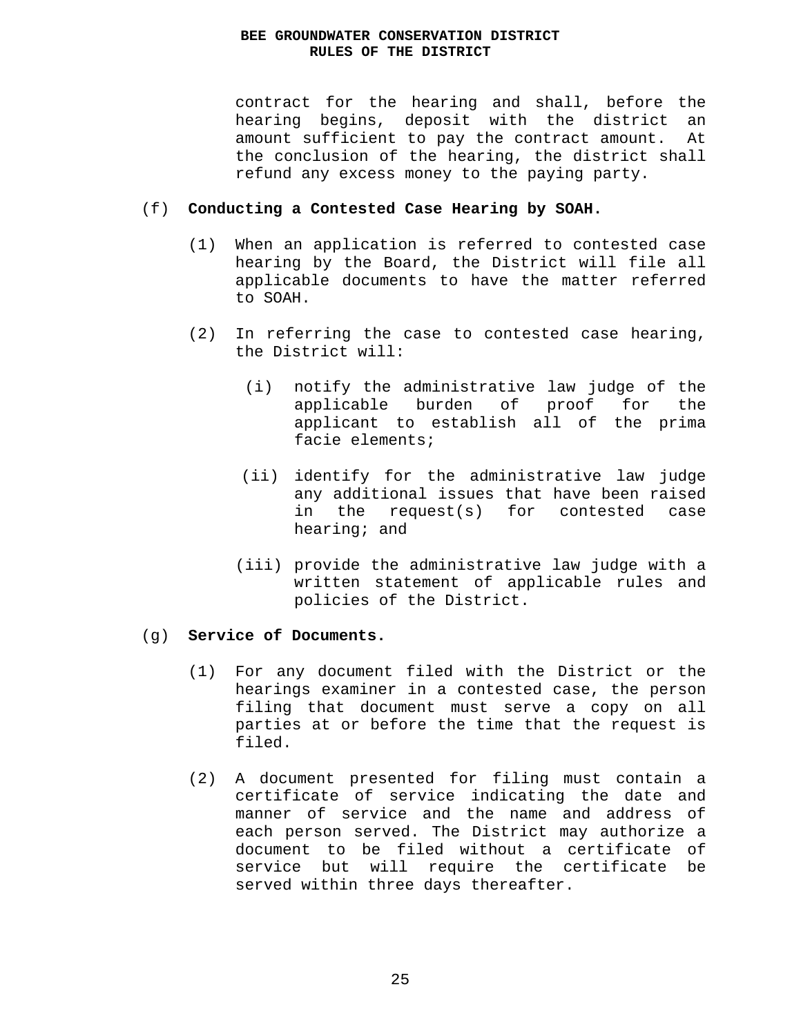contract for the hearing and shall, before the hearing begins, deposit with the district an amount sufficient to pay the contract amount. At the conclusion of the hearing, the district shall refund any excess money to the paying party.

(f) **Conducting a Contested Case Hearing by SOAH.**

(1) When an application is referred to contested case hearing by the Board, the District will file all applicable documents to have the matter referred to SOAH.

(2) In referring the case to contested case hearing, the District will:

(i) notify the administrative law judge of the applicable burden of proof for the applicant to establish all of the prima facie elements;

(ii) identify for the administrative law judge any additional issues that have been raised in the request(s) for contested case hearing; and

(iii) provide the administrative law judge with a written statement of applicable rules and policies of the District.

(g) **Service of Documents.**

(1) For any document filed with the District or the hearings examiner in a contested case, the person filing that document must serve a copy on all parties at or before the time that the request is filed.

(2) A document presented for filing must contain a certificate of service indicating the date and manner of service and the name and address of each person served. The District may authorize a document to be filed without a certificate of service but will require the certificate be served within three days thereafter.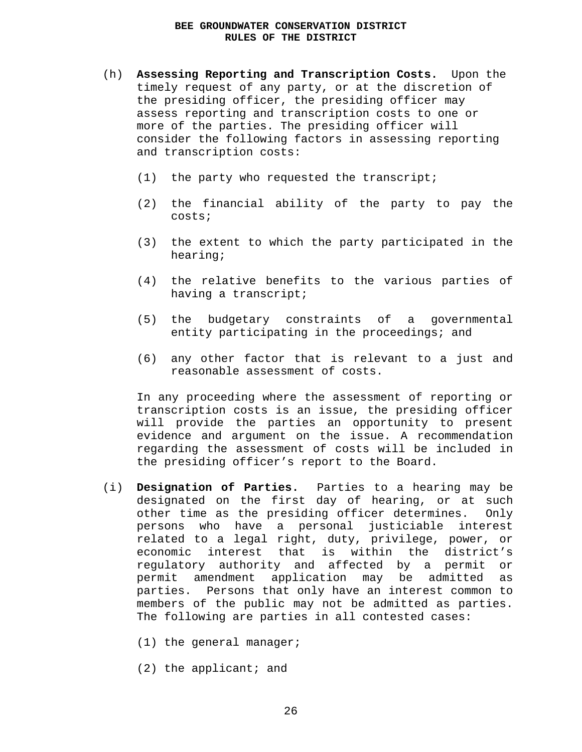(h) **Assessing Reporting and Transcription Costs.** Upon the timely request of any party, or at the discretion of the presiding officer, the presiding officer may assess reporting and transcription costs to one or more of the parties. The presiding officer will consider the following factors in assessing reporting and transcription costs:

(1) the party who requested the transcript;

(2) the financial ability of the party to pay the costs;

(3) the extent to which the party participated in the hearing;

(4) the relative benefits to the various parties of having a transcript;

(5) the budgetary constraints of a governmental entity participating in the proceedings; and

(6) any other factor that is relevant to a just and reasonable assessment of costs.

In any proceeding where the assessment of reporting or transcription costs is an issue, the presiding officer will provide the parties an opportunity to present evidence and argument on the issue. A recommendation regarding the assessment of costs will be included in the presiding officer's report to the Board.

(i) **Designation of Parties.** Parties to a hearing may be designated on the first day of hearing, or at such other time as the presiding officer determines. Only persons who have a personal justiciable interest related to a legal right, duty, privilege, power, or economic interest that is within the district's regulatory authority and affected by a permit or permit amendment application may be admitted as parties. Persons that only have an interest common to members of the public may not be admitted as parties. The following are parties in all contested cases:

(1) the general manager;

(2) the applicant; and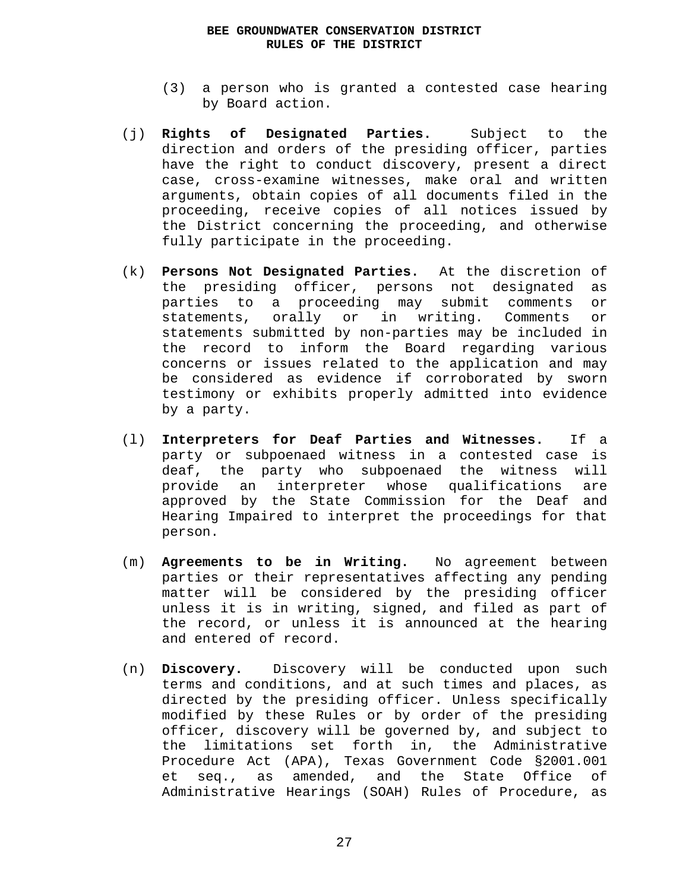(3) a person who is granted a contested case hearing by Board action.

(j) **Rights of Designated Parties.** Subject to the direction and orders of the presiding officer, parties have the right to conduct discovery, present a direct case, cross-examine witnesses, make oral and written arguments, obtain copies of all documents filed in the proceeding, receive copies of all notices issued by the District concerning the proceeding, and otherwise fully participate in the proceeding.

(k) **Persons Not Designated Parties.** At the discretion of the presiding officer, persons not designated as parties to a proceeding may submit comments or statements, orally or in writing. Comments or statements submitted by non-parties may be included in the record to inform the Board regarding various concerns or issues related to the application and may be considered as evidence if corroborated by sworn testimony or exhibits properly admitted into evidence by a party.

(l) **Interpreters for Deaf Parties and Witnesses.** If a party or subpoenaed witness in a contested case is deaf, the party who subpoenaed the witness will provide an interpreter whose qualifications are approved by the State Commission for the Deaf and Hearing Impaired to interpret the proceedings for that person.

(m) **Agreements to be in Writing.** No agreement between parties or their representatives affecting any pending matter will be considered by the presiding officer unless it is in writing, signed, and filed as part of the record, or unless it is announced at the hearing and entered of record.

(n) **Discovery.** Discovery will be conducted upon such terms and conditions, and at such times and places, as directed by the presiding officer. Unless specifically modified by these Rules or by order of the presiding officer, discovery will be governed by, and subject to the limitations set forth in, the Administrative Procedure Act (APA), Texas Government Code §2001.001 et seq., as amended, and the State Office of Administrative Hearings (SOAH) Rules of Procedure, as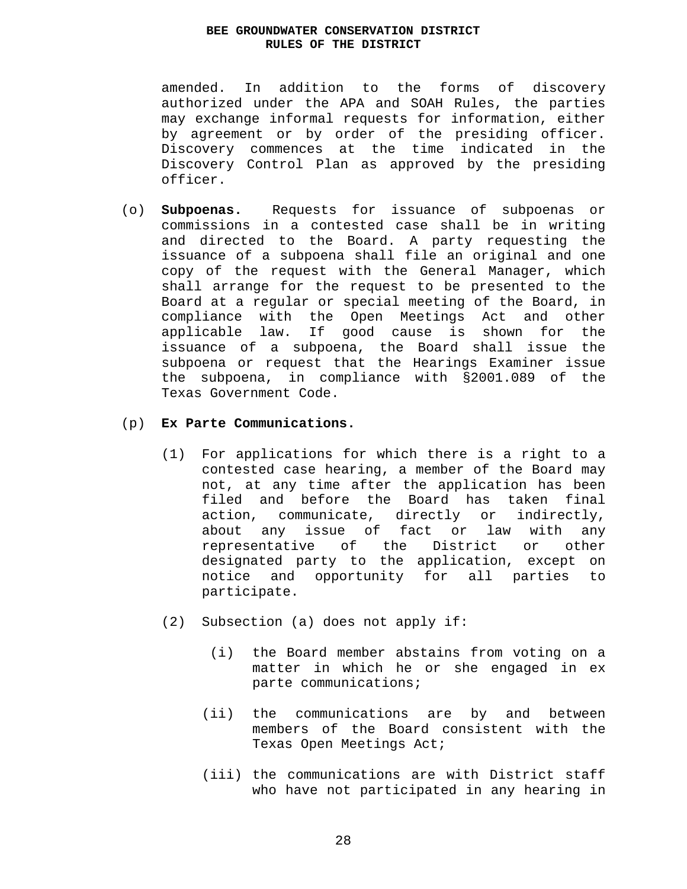amended. In addition to the forms of discovery authorized under the APA and SOAH Rules, the parties may exchange informal requests for information, either by agreement or by order of the presiding officer. Discovery commences at the time indicated in the Discovery Control Plan as approved by the presiding officer.

(o) **Subpoenas.** Requests for issuance of subpoenas or commissions in a contested case shall be in writing and directed to the Board. A party requesting the issuance of a subpoena shall file an original and one copy of the request with the General Manager, which shall arrange for the request to be presented to the Board at a regular or special meeting of the Board, in compliance with the Open Meetings Act and other applicable law. If good cause is shown for the issuance of a subpoena, the Board shall issue the subpoena or request that the Hearings Examiner issue the subpoena, in compliance with §2001.089 of the Texas Government Code.

(p) **Ex Parte Communications.**

(1) For applications for which there is a right to a contested case hearing, a member of the Board may not, at any time after the application has been filed and before the Board has taken final action, communicate, directly or indirectly, about any issue of fact or law with any representative of the District or other designated party to the application, except on notice and opportunity for all parties to participate.

(2) Subsection (a) does not apply if:

(i) the Board member abstains from voting on a matter in which he or she engaged in ex parte communications;

(ii) the communications are by and between members of the Board consistent with the Texas Open Meetings Act;

(iii) the communications are with District staff who have not participated in any hearing in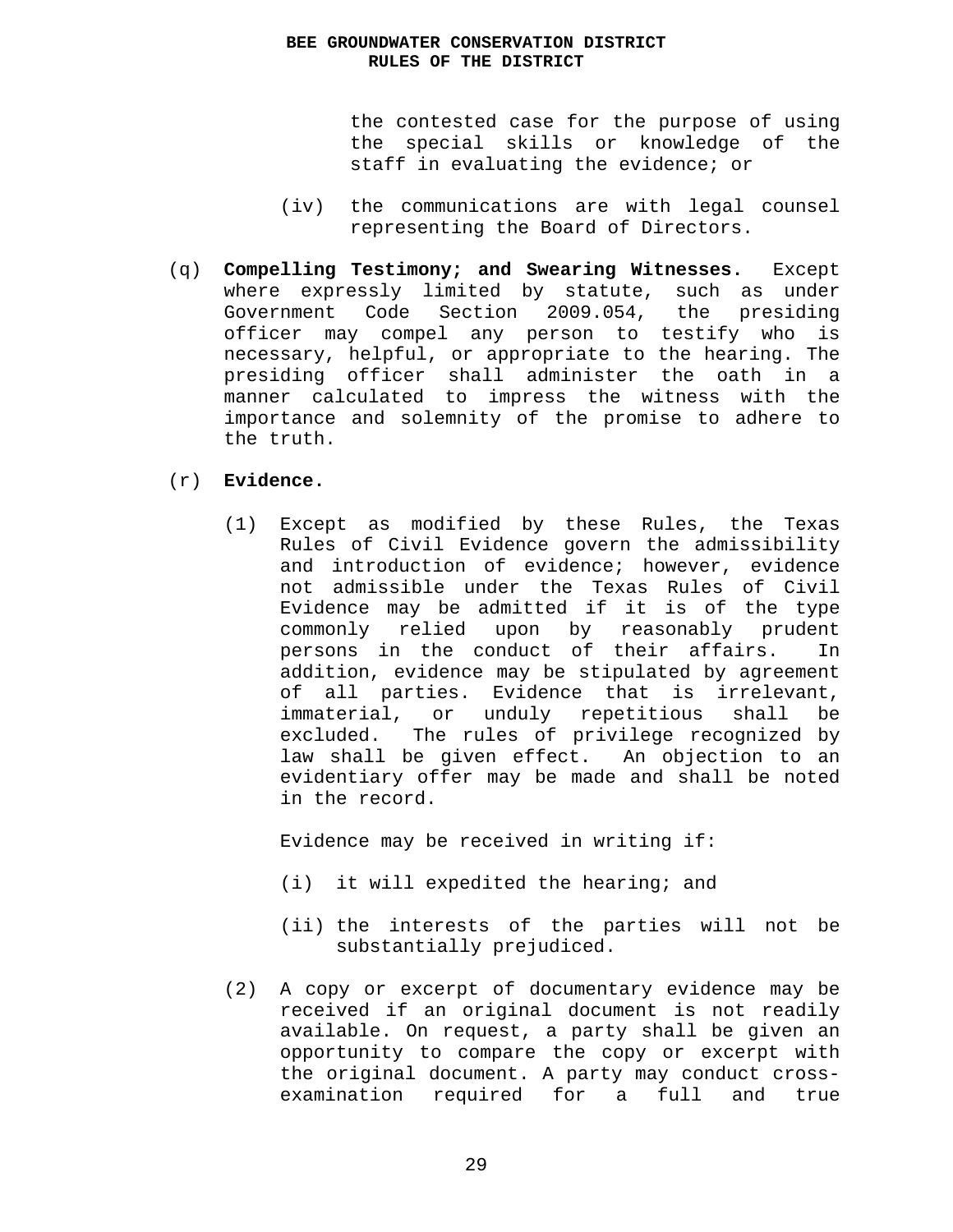the contested case for the purpose of using the special skills or knowledge of the staff in evaluating the evidence; or

(iv) the communications are with legal counsel representing the Board of Directors.

(q) **Compelling Testimony; and Swearing Witnesses.** Except where expressly limited by statute, such as under Government Code Section 2009.054, the presiding officer may compel any person to testify who is necessary, helpful, or appropriate to the hearing. The presiding officer shall administer the oath in a manner calculated to impress the witness with the importance and solemnity of the promise to adhere to the truth.

(r) **Evidence.**

(1) Except as modified by these Rules, the Texas Rules of Civil Evidence govern the admissibility and introduction of evidence; however, evidence not admissible under the Texas Rules of Civil Evidence may be admitted if it is of the type commonly relied upon by reasonably prudent persons in the conduct of their affairs. In addition, evidence may be stipulated by agreement of all parties. Evidence that is irrelevant, immaterial, or unduly repetitious shall be excluded. The rules of privilege recognized by law shall be given effect. An objection to an evidentiary offer may be made and shall be noted in the record.

Evidence may be received in writing if:

(i) it will expedited the hearing; and

(ii) the interests of the parties will not be substantially prejudiced.

(2) A copy or excerpt of documentary evidence may be received if an original document is not readily available. On request, a party shall be given an opportunity to compare the copy or excerpt with the original document. A party may conduct cross-examination required for a full and true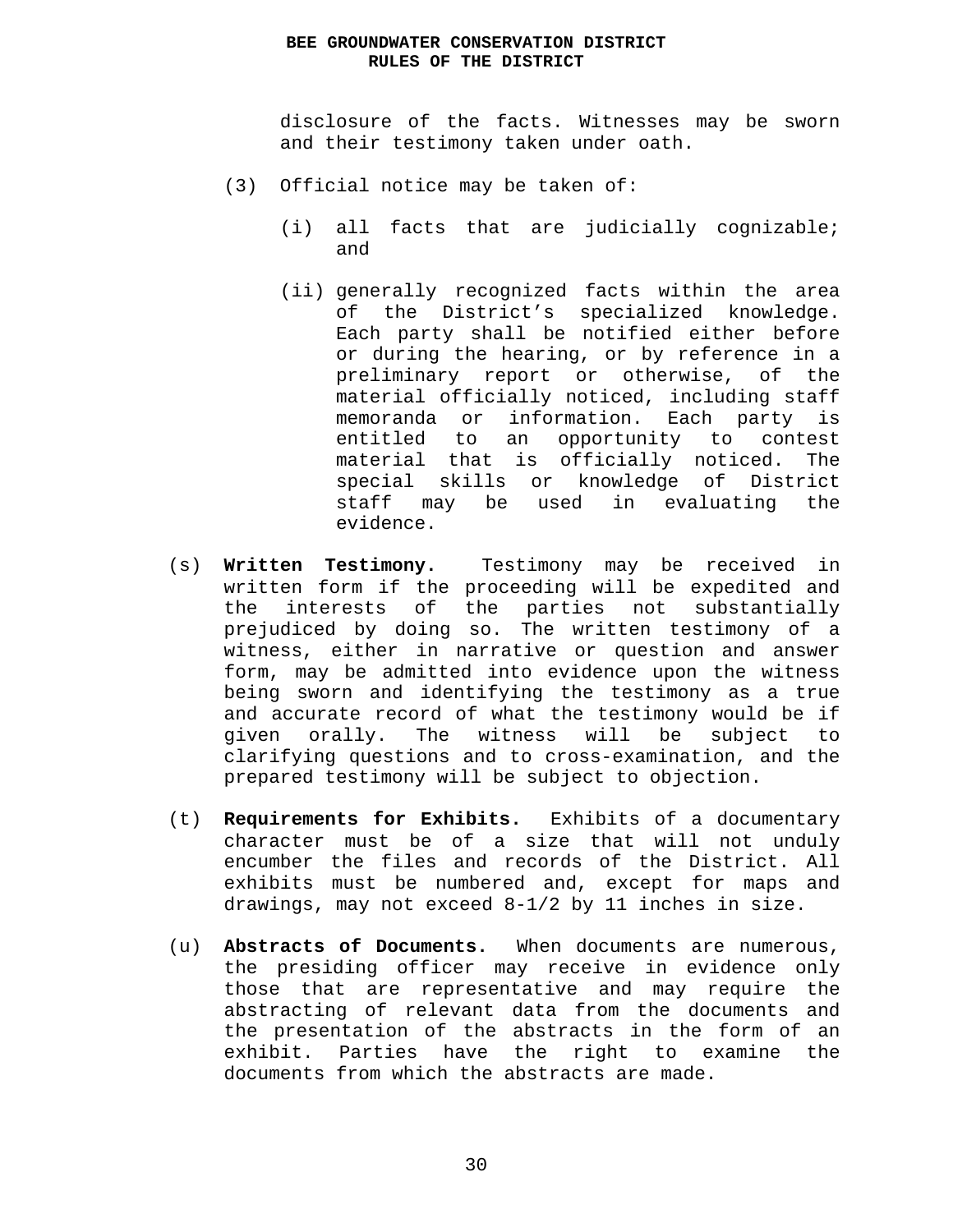disclosure of the facts. Witnesses may be sworn and their testimony taken under oath.

(3) Official notice may be taken of:

(i) all facts that are judicially cognizable; and

(ii) generally recognized facts within the area of the District's specialized knowledge. Each party shall be notified either before or during the hearing, or by reference in a preliminary report or otherwise, of the material officially noticed, including staff memoranda or information. Each party is entitled to an opportunity to contest material that is officially noticed. The special skills or knowledge of District staff may be used in evaluating the evidence.

(s) **Written Testimony.** Testimony may be received in written form if the proceeding will be expedited and the interests of the parties not substantially prejudiced by doing so. The written testimony of a witness, either in narrative or question and answer form, may be admitted into evidence upon the witness being sworn and identifying the testimony as a true and accurate record of what the testimony would be if given orally. The witness will be subject to clarifying questions and to cross-examination, and the prepared testimony will be subject to objection.

(t) **Requirements for Exhibits.** Exhibits of a documentary character must be of a size that will not unduly encumber the files and records of the District. All exhibits must be numbered and, except for maps and drawings, may not exceed 8-1/2 by 11 inches in size.

(u) **Abstracts of Documents.** When documents are numerous, the presiding officer may receive in evidence only those that are representative and may require the abstracting of relevant data from the documents and the presentation of the abstracts in the form of an exhibit. Parties have the right to examine the documents from which the abstracts are made.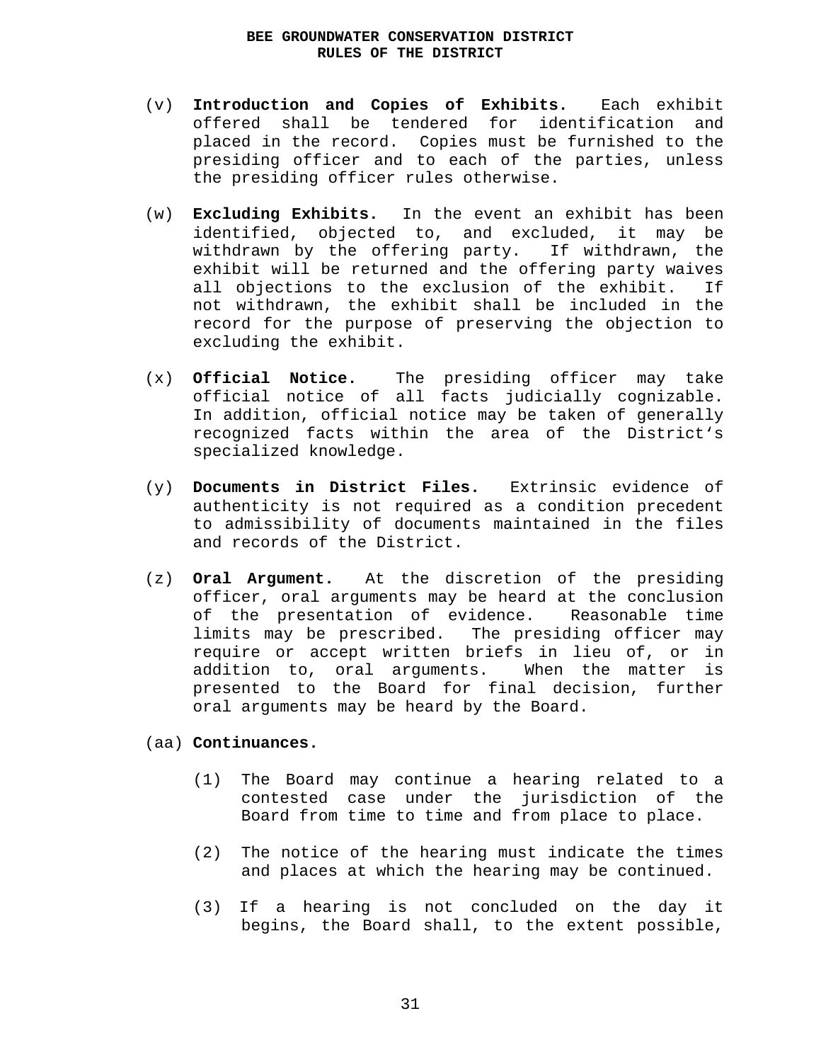(v) **Introduction and Copies of Exhibits.** Each exhibit offered shall be tendered for identification and placed in the record. Copies must be furnished to the presiding officer and to each of the parties, unless the presiding officer rules otherwise.

(w) **Excluding Exhibits.** In the event an exhibit has been identified, objected to, and excluded, it may be withdrawn by the offering party. If withdrawn, the exhibit will be returned and the offering party waives all objections to the exclusion of the exhibit. If not withdrawn, the exhibit shall be included in the record for the purpose of preserving the objection to excluding the exhibit.

(x) **Official Notice.** The presiding officer may take official notice of all facts judicially cognizable. In addition, official notice may be taken of generally recognized facts within the area of the District's specialized knowledge.

(y) **Documents in District Files.** Extrinsic evidence of authenticity is not required as a condition precedent to admissibility of documents maintained in the files and records of the District.

(z) **Oral Argument.** At the discretion of the presiding officer, oral arguments may be heard at the conclusion of the presentation of evidence. Reasonable time limits may be prescribed. The presiding officer may require or accept written briefs in lieu of, or in addition to, oral arguments. When the matter is presented to the Board for final decision, further oral arguments may be heard by the Board.

(aa) **Continuances.**

(1) The Board may continue a hearing related to a contested case under the jurisdiction of the Board from time to time and from place to place.

(2) The notice of the hearing must indicate the times and places at which the hearing may be continued.

(3) If a hearing is not concluded on the day it begins, the Board shall, to the extent possible,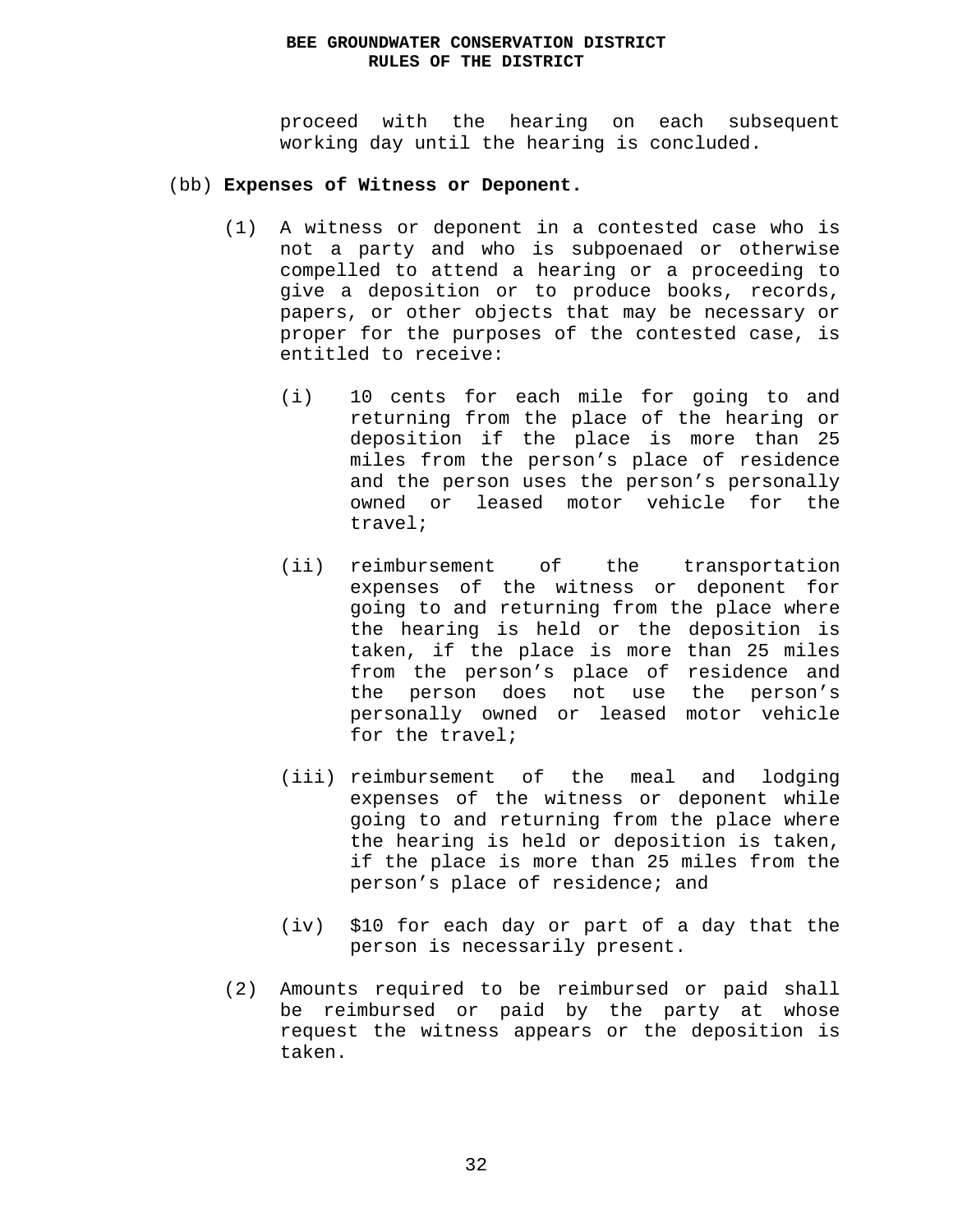proceed with the hearing on each subsequent working day until the hearing is concluded.

(bb) **Expenses of Witness or Deponent.**

(1) A witness or deponent in a contested case who is not a party and who is subpoenaed or otherwise compelled to attend a hearing or a proceeding to give a deposition or to produce books, records, papers, or other objects that may be necessary or proper for the purposes of the contested case, is entitled to receive:

(i) 10 cents for each mile for going to and returning from the place of the hearing or deposition if the place is more than 25 miles from the person's place of residence and the person uses the person's personally owned or leased motor vehicle for the travel;

(ii) reimbursement of the transportation expenses of the witness or deponent for going to and returning from the place where the hearing is held or the deposition is taken, if the place is more than 25 miles from the person's place of residence and the person does not use the person's personally owned or leased motor vehicle for the travel;

(iii) reimbursement of the meal and lodging expenses of the witness or deponent while going to and returning from the place where the hearing is held or deposition is taken, if the place is more than 25 miles from the person's place of residence; and

(iv) $10 for each day or part of a day that the person is necessarily present.

(2) Amounts required to be reimbursed or paid shall be reimbursed or paid by the party at whose request the witness appears or the deposition is taken.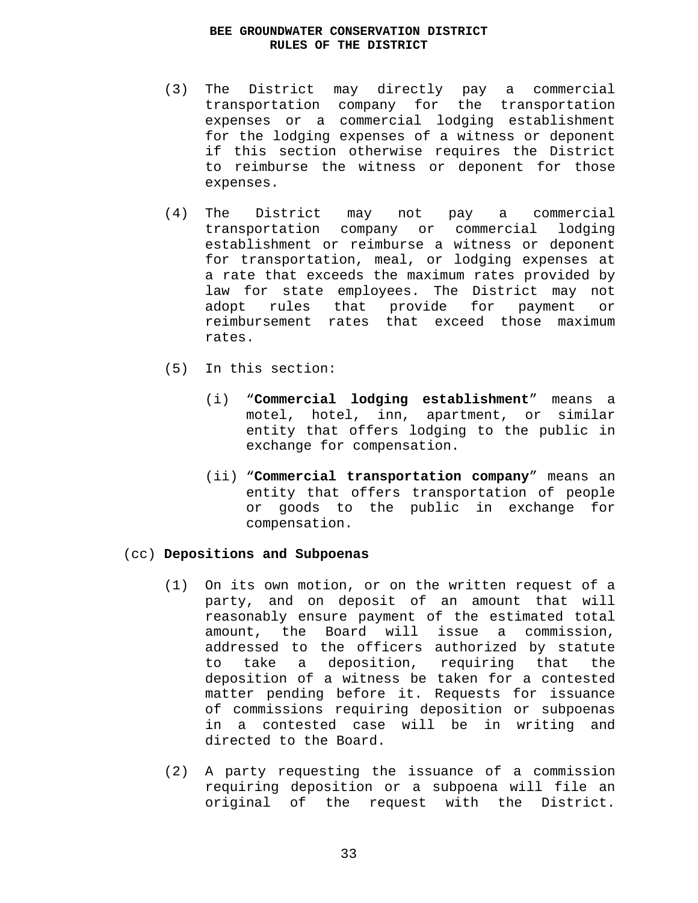(3) The District may directly pay a commercial transportation company for the transportation expenses or a commercial lodging establishment for the lodging expenses of a witness or deponent if this section otherwise requires the District to reimburse the witness or deponent for those expenses.

(4) The District may not pay a commercial transportation company or commercial lodging establishment or reimburse a witness or deponent for transportation, meal, or lodging expenses at a rate that exceeds the maximum rates provided by law for state employees. The District may not adopt rules that provide for payment or reimbursement rates that exceed those maximum rates.

(5) In this section:

(i) "**Commercial lodging establishment**" means a motel, hotel, inn, apartment, or similar entity that offers lodging to the public in exchange for compensation.

(ii) "**Commercial transportation company**" means an entity that offers transportation of people or goods to the public in exchange for compensation.

(cc) **Depositions and Subpoenas**

(1) On its own motion, or on the written request of a party, and on deposit of an amount that will reasonably ensure payment of the estimated total amount, the Board will issue a commission, addressed to the officers authorized by statute to take a deposition, requiring that the deposition of a witness be taken for a contested matter pending before it. Requests for issuance of commissions requiring deposition or subpoenas in a contested case will be in writing and directed to the Board.

(2) A party requesting the issuance of a commission requiring deposition or a subpoena will file an original of the request with the District.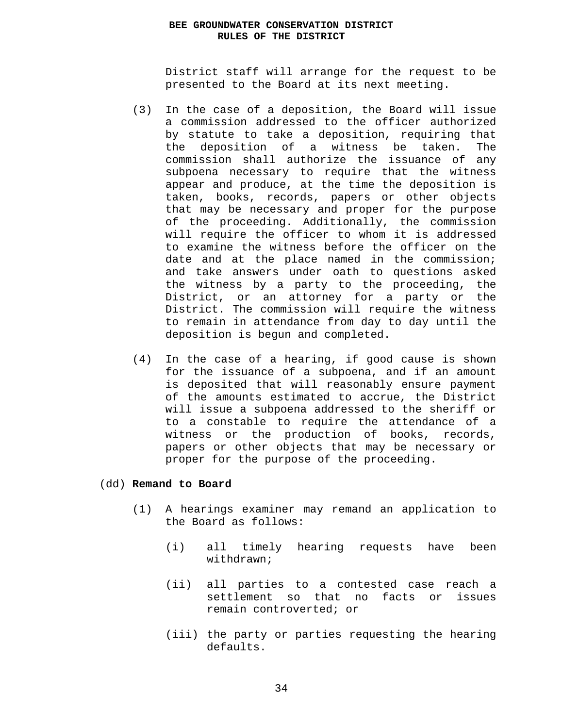District staff will arrange for the request to be presented to the Board at its next meeting.

(3) In the case of a deposition, the Board will issue a commission addressed to the officer authorized by statute to take a deposition, requiring that the deposition of a witness be taken. The commission shall authorize the issuance of any subpoena necessary to require that the witness appear and produce, at the time the deposition is taken, books, records, papers or other objects that may be necessary and proper for the purpose of the proceeding. Additionally, the commission will require the officer to whom it is addressed to examine the witness before the officer on the date and at the place named in the commission; and take answers under oath to questions asked the witness by a party to the proceeding, the District, or an attorney for a party or the District. The commission will require the witness to remain in attendance from day to day until the deposition is begun and completed.

(4) In the case of a hearing, if good cause is shown for the issuance of a subpoena, and if an amount is deposited that will reasonably ensure payment of the amounts estimated to accrue, the District will issue a subpoena addressed to the sheriff or to a constable to require the attendance of a witness or the production of books, records, papers or other objects that may be necessary or proper for the purpose of the proceeding.

(dd) **Remand to Board**

(1) A hearings examiner may remand an application to the Board as follows:

(i) all timely hearing requests have been withdrawn;

(ii) all parties to a contested case reach a settlement so that no facts or issues remain controverted; or

(iii) the party or parties requesting the hearing defaults.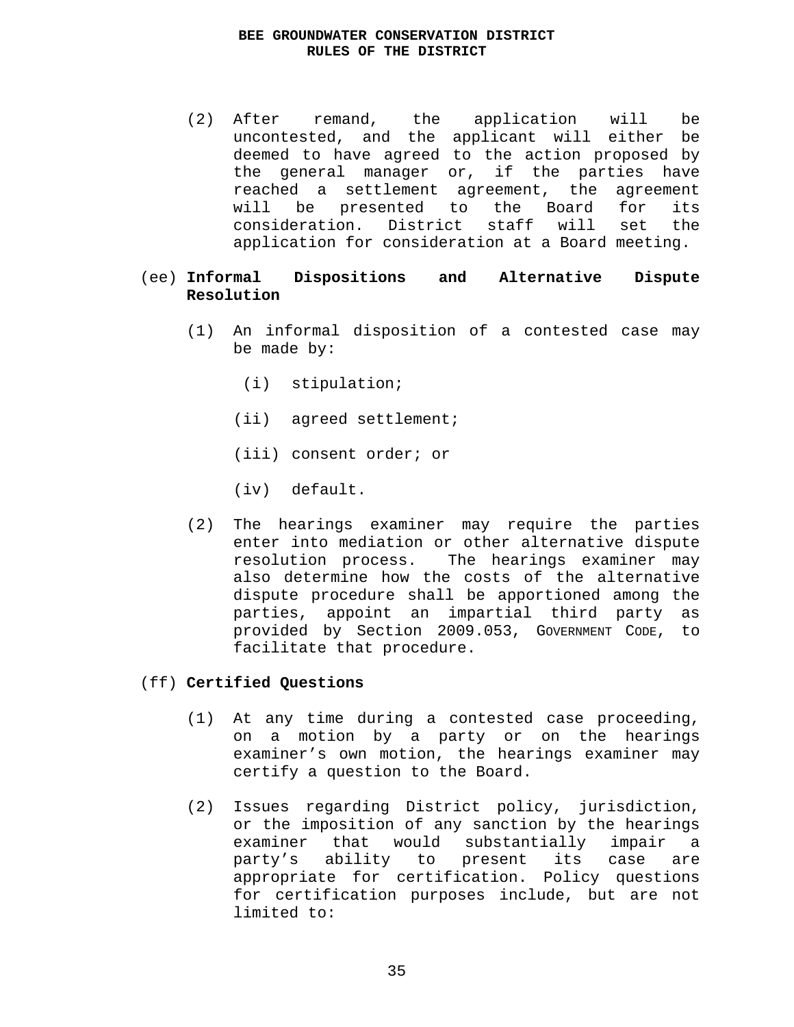(2) After remand, the application will be uncontested, and the applicant will either be deemed to have agreed to the action proposed by the general manager or, if the parties have reached a settlement agreement, the agreement will be presented to the Board for its consideration. District staff will set the application for consideration at a Board meeting.

(ee) **Informal Dispositions and Alternative Dispute Resolution**

(1) An informal disposition of a contested case may be made by:

(i) stipulation;

(ii) agreed settlement;

(iii) consent order; or

(iv) default.

(2) The hearings examiner may require the parties enter into mediation or other alternative dispute resolution process. The hearings examiner may also determine how the costs of the alternative dispute procedure shall be apportioned among the parties, appoint an impartial third party as provided by Section 2009.053, GOVERNMENT CODE, to facilitate that procedure.

(ff) **Certified Questions**

(1) At any time during a contested case proceeding, on a motion by a party or on the hearings examiner's own motion, the hearings examiner may certify a question to the Board.

(2) Issues regarding District policy, jurisdiction, or the imposition of any sanction by the hearings examiner that would substantially impair a party's ability to present its case are appropriate for certification. Policy questions for certification purposes include, but are not limited to: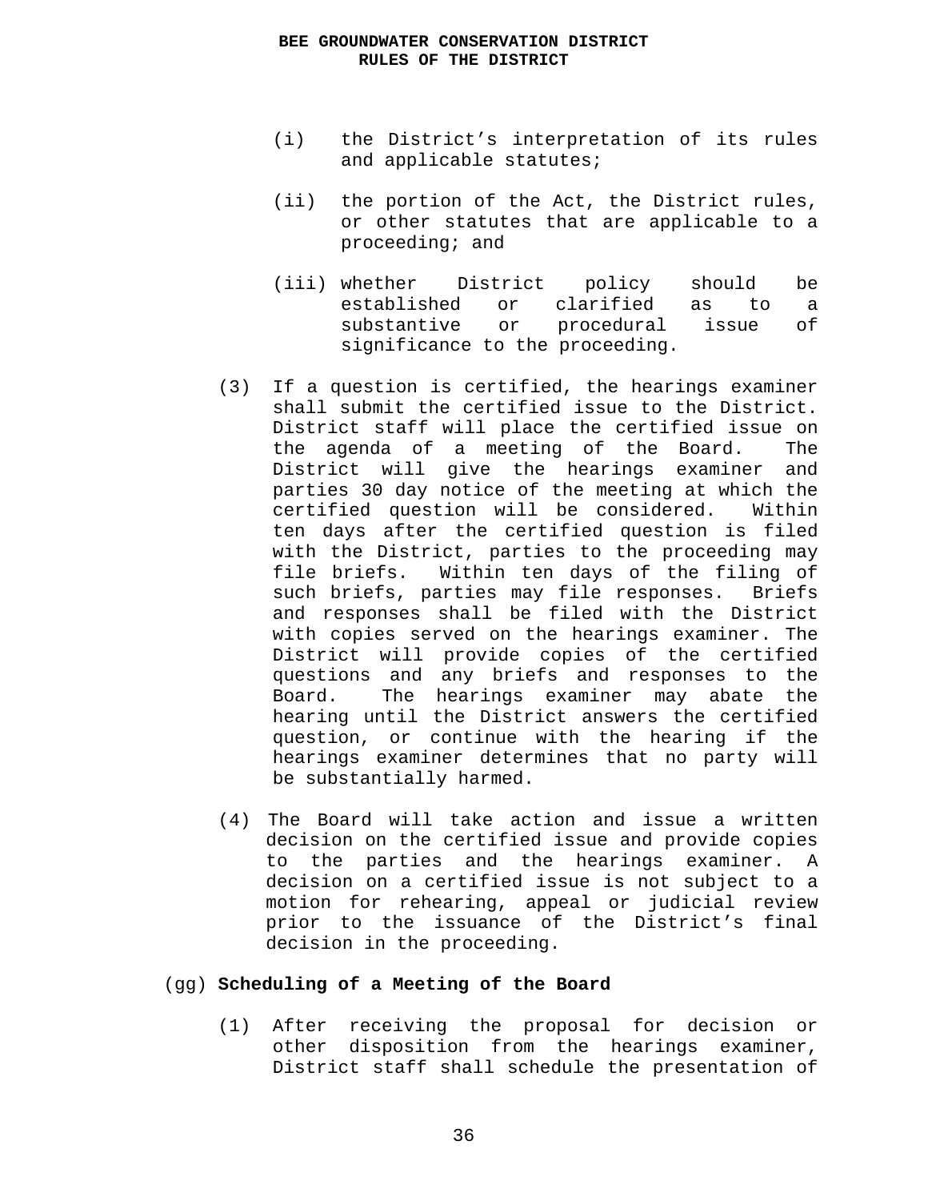(i) the District's interpretation of its rules and applicable statutes;

(ii) the portion of the Act, the District rules, or other statutes that are applicable to a proceeding; and

(iii) whether District policy should be established or clarified as to a substantive or procedural issue of significance to the proceeding.

(3) If a question is certified, the hearings examiner shall submit the certified issue to the District. District staff will place the certified issue on the agenda of a meeting of the Board. The District will give the hearings examiner and parties 30 day notice of the meeting at which the certified question will be considered. Within ten days after the certified question is filed with the District, parties to the proceeding may file briefs. Within ten days of the filing of such briefs, parties may file responses. Briefs and responses shall be filed with the District with copies served on the hearings examiner. The District will provide copies of the certified questions and any briefs and responses to the Board. The hearings examiner may abate the hearing until the District answers the certified question, or continue with the hearing if the hearings examiner determines that no party will be substantially harmed.

(4) The Board will take action and issue a written decision on the certified issue and provide copies to the parties and the hearings examiner. A decision on a certified issue is not subject to a motion for rehearing, appeal or judicial review prior to the issuance of the District's final decision in the proceeding.

(gg) **Scheduling of a Meeting of the Board**

(1) After receiving the proposal for decision or other disposition from the hearings examiner, District staff shall schedule the presentation of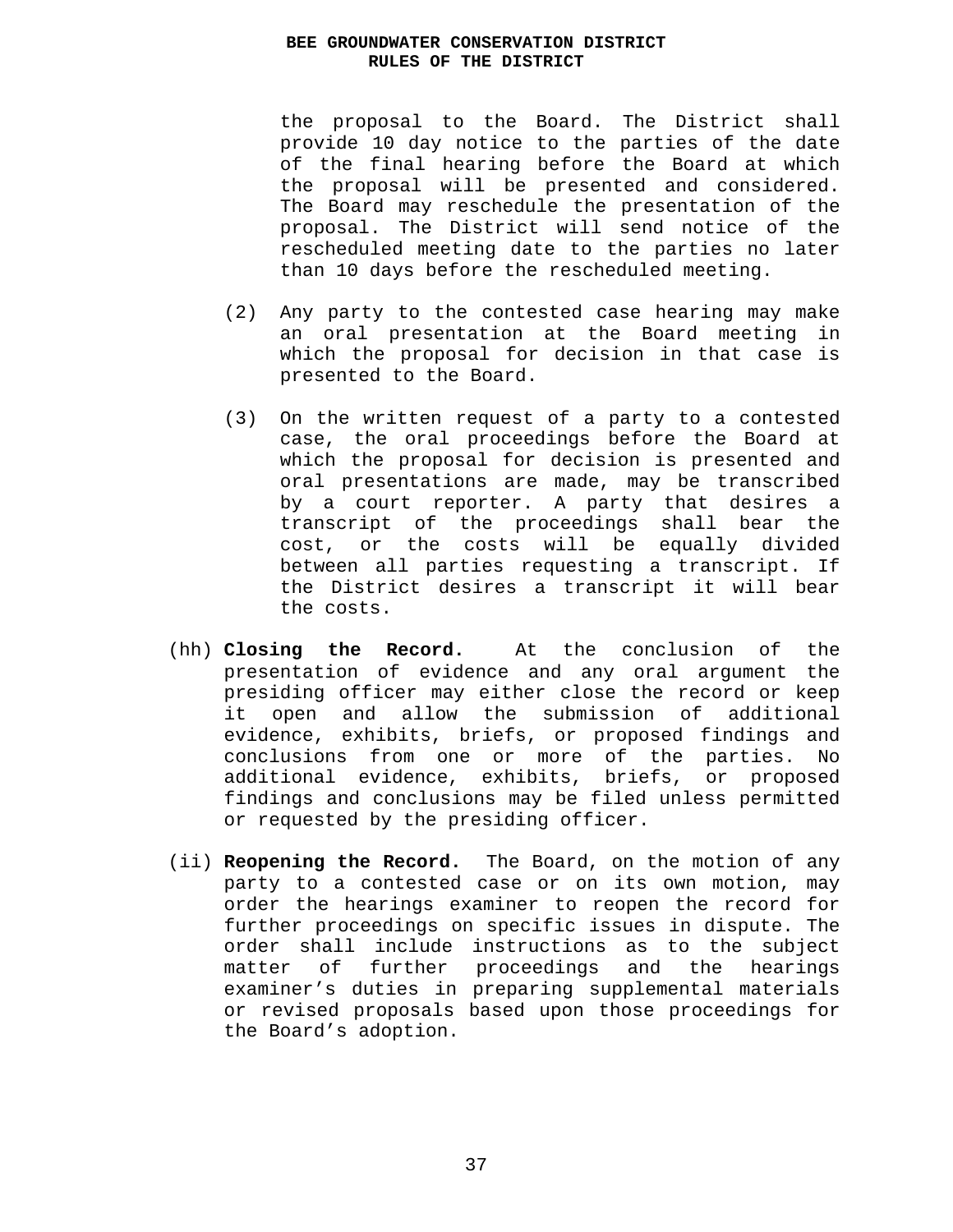the proposal to the Board. The District shall provide 10 day notice to the parties of the date of the final hearing before the Board at which the proposal will be presented and considered. The Board may reschedule the presentation of the proposal. The District will send notice of the rescheduled meeting date to the parties no later than 10 days before the rescheduled meeting.

(2) Any party to the contested case hearing may make an oral presentation at the Board meeting in which the proposal for decision in that case is presented to the Board.

(3) On the written request of a party to a contested case, the oral proceedings before the Board at which the proposal for decision is presented and oral presentations are made, may be transcribed by a court reporter. A party that desires a transcript of the proceedings shall bear the cost, or the costs will be equally divided between all parties requesting a transcript. If the District desires a transcript it will bear the costs.

(hh) **Closing the Record.** At the conclusion of the presentation of evidence and any oral argument the presiding officer may either close the record or keep it open and allow the submission of additional evidence, exhibits, briefs, or proposed findings and conclusions from one or more of the parties. No additional evidence, exhibits, briefs, or proposed findings and conclusions may be filed unless permitted or requested by the presiding officer.

(ii) **Reopening the Record.** The Board, on the motion of any party to a contested case or on its own motion, may order the hearings examiner to reopen the record for further proceedings on specific issues in dispute. The order shall include instructions as to the subject matter of further proceedings and the hearings examiner's duties in preparing supplemental materials or revised proposals based upon those proceedings for the Board's adoption.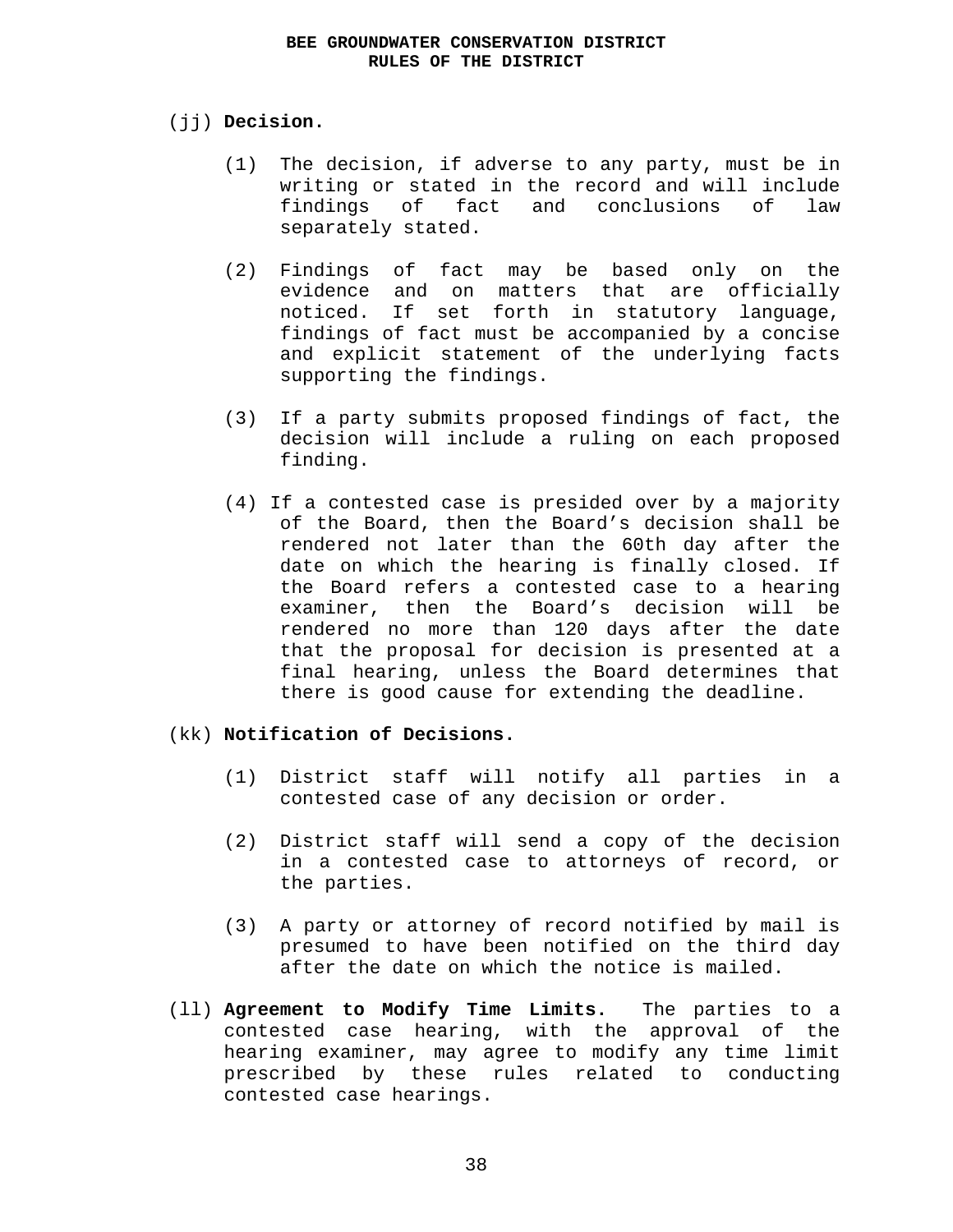(jj) **Decision.**

(1) The decision, if adverse to any party, must be in writing or stated in the record and will include findings of fact and conclusions of law separately stated.

(2) Findings of fact may be based only on the evidence and on matters that are officially noticed. If set forth in statutory language, findings of fact must be accompanied by a concise and explicit statement of the underlying facts supporting the findings.

(3) If a party submits proposed findings of fact, the decision will include a ruling on each proposed finding.

(4) If a contested case is presided over by a majority of the Board, then the Board's decision shall be rendered not later than the 60th day after the date on which the hearing is finally closed. If the Board refers a contested case to a hearing examiner, then the Board's decision will be rendered no more than 120 days after the date that the proposal for decision is presented at a final hearing, unless the Board determines that there is good cause for extending the deadline.

(kk) **Notification of Decisions.**

(1) District staff will notify all parties in a contested case of any decision or order.

(2) District staff will send a copy of the decision in a contested case to attorneys of record, or the parties.

(3) A party or attorney of record notified by mail is presumed to have been notified on the third day after the date on which the notice is mailed.

(ll) **Agreement to Modify Time Limits.** The parties to a contested case hearing, with the approval of the hearing examiner, may agree to modify any time limit prescribed by these rules related to conducting contested case hearings.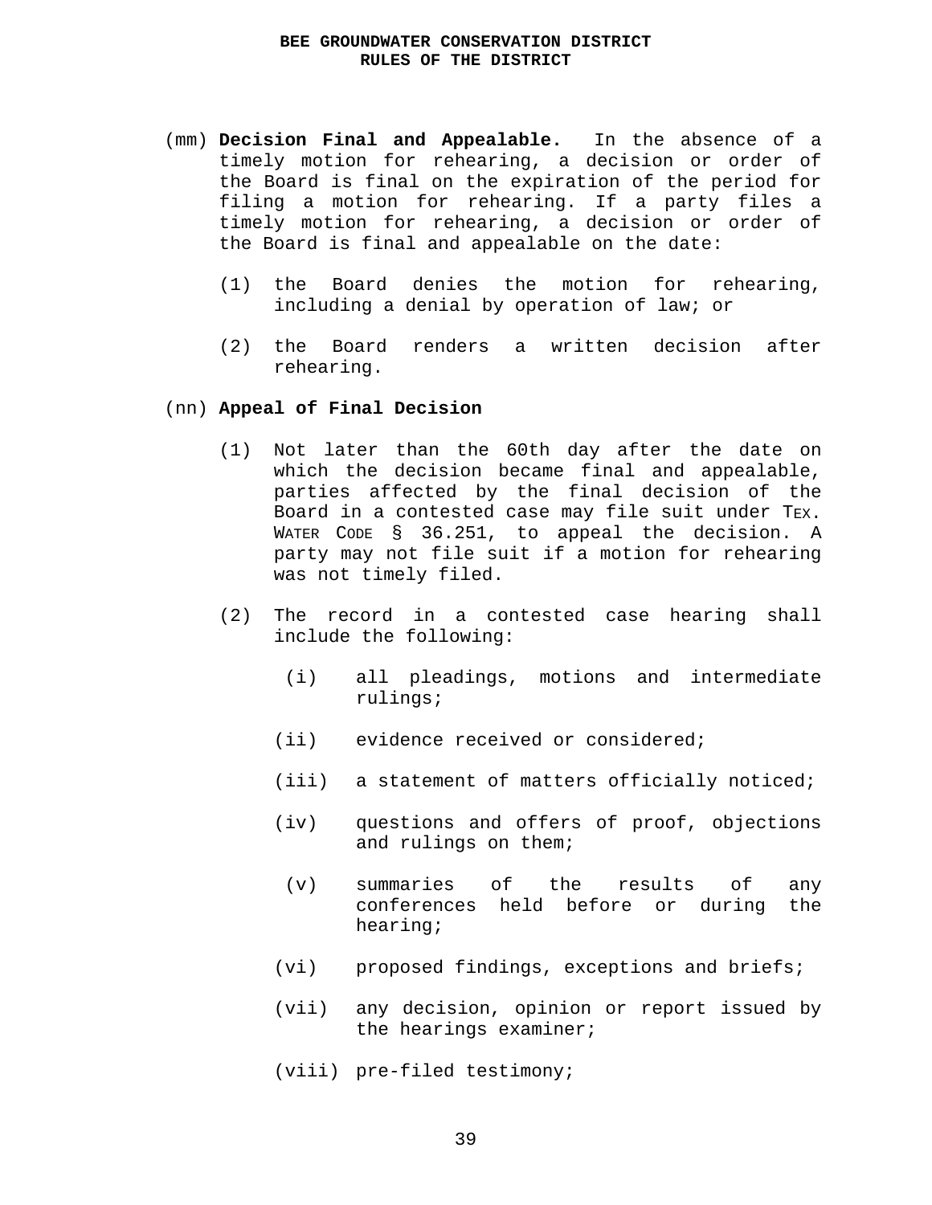(mm) **Decision Final and Appealable.** In the absence of a timely motion for rehearing, a decision or order of the Board is final on the expiration of the period for filing a motion for rehearing. If a party files a timely motion for rehearing, a decision or order of the Board is final and appealable on the date:

(1) the Board denies the motion for rehearing, including a denial by operation of law; or

(2) the Board renders a written decision after rehearing.

(nn) **Appeal of Final Decision**

(1) Not later than the 60th day after the date on which the decision became final and appealable, parties affected by the final decision of the Board in a contested case may file suit under TEX. WATER CODE § 36.251, to appeal the decision. A party may not file suit if a motion for rehearing was not timely filed.

(2) The record in a contested case hearing shall include the following:

(i) all pleadings, motions and intermediate rulings;

(ii) evidence received or considered;

(iii) a statement of matters officially noticed;

(iv) questions and offers of proof, objections and rulings on them;

(v) summaries of the results of any conferences held before or during the hearing;

(vi) proposed findings, exceptions and briefs;

(vii) any decision, opinion or report issued by the hearings examiner;

(viii) pre-filed testimony;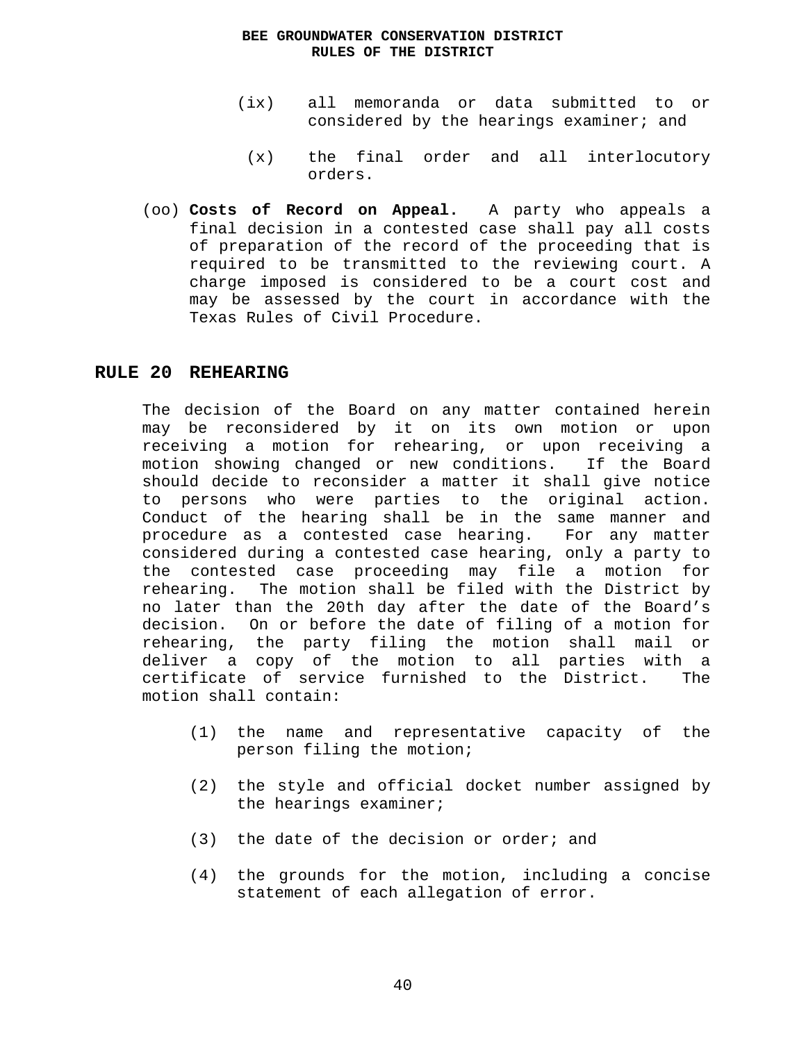(ix) all memoranda or data submitted to or considered by the hearings examiner; and

(x) the final order and all interlocutory orders.

(oo) **Costs of Record on Appeal.** A party who appeals a final decision in a contested case shall pay all costs of preparation of the record of the proceeding that is required to be transmitted to the reviewing court. A charge imposed is considered to be a court cost and may be assessed by the court in accordance with the Texas Rules of Civil Procedure.

## RULE 20 REHEARING

The decision of the Board on any matter contained herein may be reconsidered by it on its own motion or upon receiving a motion for rehearing, or upon receiving a motion showing changed or new conditions. If the Board should decide to reconsider a matter it shall give notice to persons who were parties to the original action. Conduct of the hearing shall be in the same manner and procedure as a contested case hearing. For any matter considered during a contested case hearing, only a party to the contested case proceeding may file a motion for rehearing. The motion shall be filed with the District by no later than the 20th day after the date of the Board's decision. On or before the date of filing of a motion for rehearing, the party filing the motion shall mail or deliver a copy of the motion to all parties with a certificate of service furnished to the District. The motion shall contain:

(1) the name and representative capacity of the person filing the motion;

(2) the style and official docket number assigned by the hearings examiner;

(3) the date of the decision or order; and

(4) the grounds for the motion, including a concise statement of each allegation of error.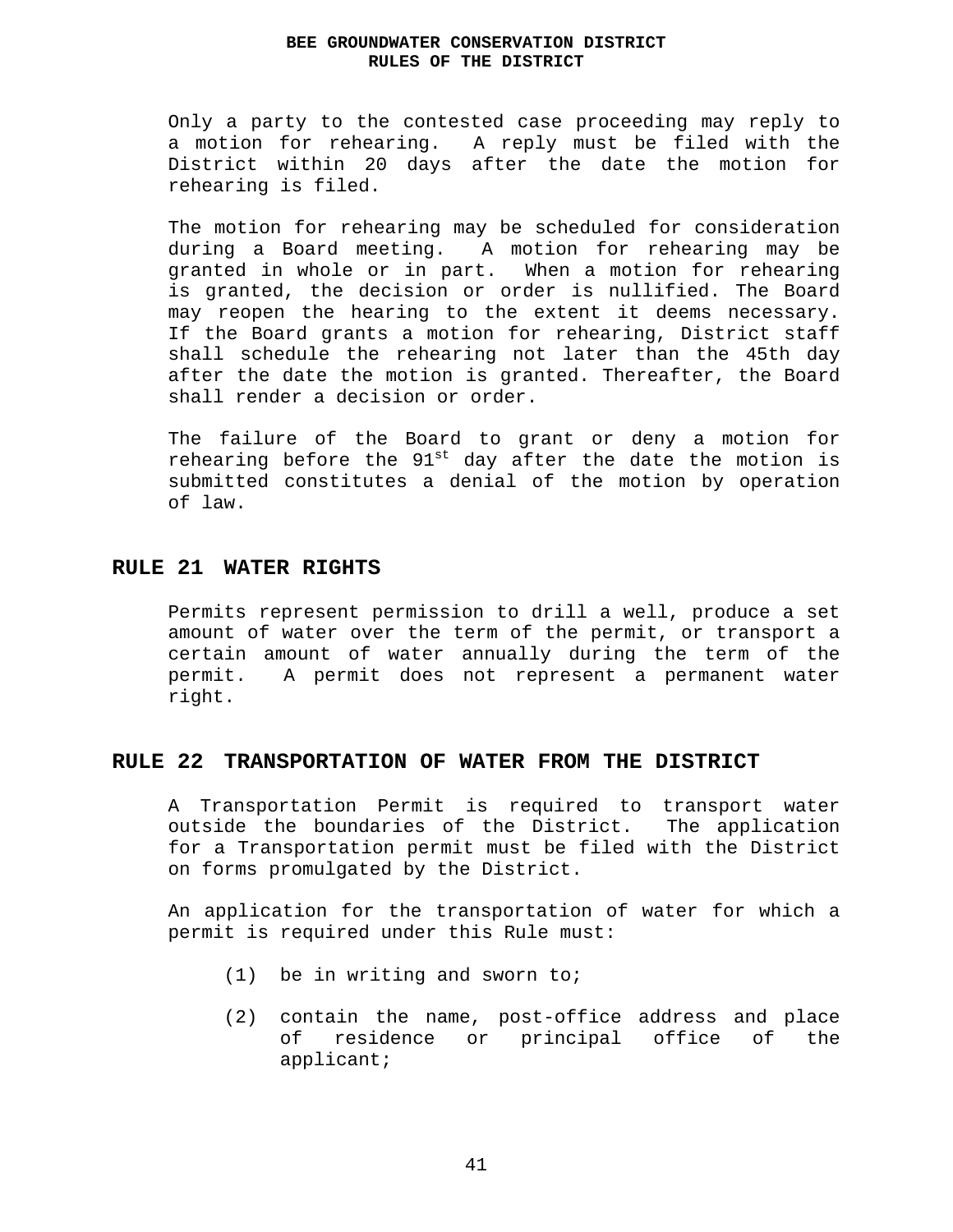Only a party to the contested case proceeding may reply to a motion for rehearing. A reply must be filed with the District within 20 days after the date the motion for rehearing is filed.

The motion for rehearing may be scheduled for consideration during a Board meeting. A motion for rehearing may be granted in whole or in part. When a motion for rehearing is granted, the decision or order is nullified. The Board may reopen the hearing to the extent it deems necessary. If the Board grants a motion for rehearing, District staff shall schedule the rehearing not later than the 45th day after the date the motion is granted. Thereafter, the Board shall render a decision or order.

The failure of the Board to grant or deny a motion for rehearing before the 91st day after the date the motion is submitted constitutes a denial of the motion by operation of law.

## RULE 21 WATER RIGHTS

Permits represent permission to drill a well, produce a set amount of water over the term of the permit, or transport a certain amount of water annually during the term of the permit. A permit does not represent a permanent water right.

## RULE 22 TRANSPORTATION OF WATER FROM THE DISTRICT

A Transportation Permit is required to transport water outside the boundaries of the District. The application for a Transportation permit must be filed with the District on forms promulgated by the District.

An application for the transportation of water for which a permit is required under this Rule must:

(1) be in writing and sworn to;

(2) contain the name, post-office address and place of residence or principal office of the applicant;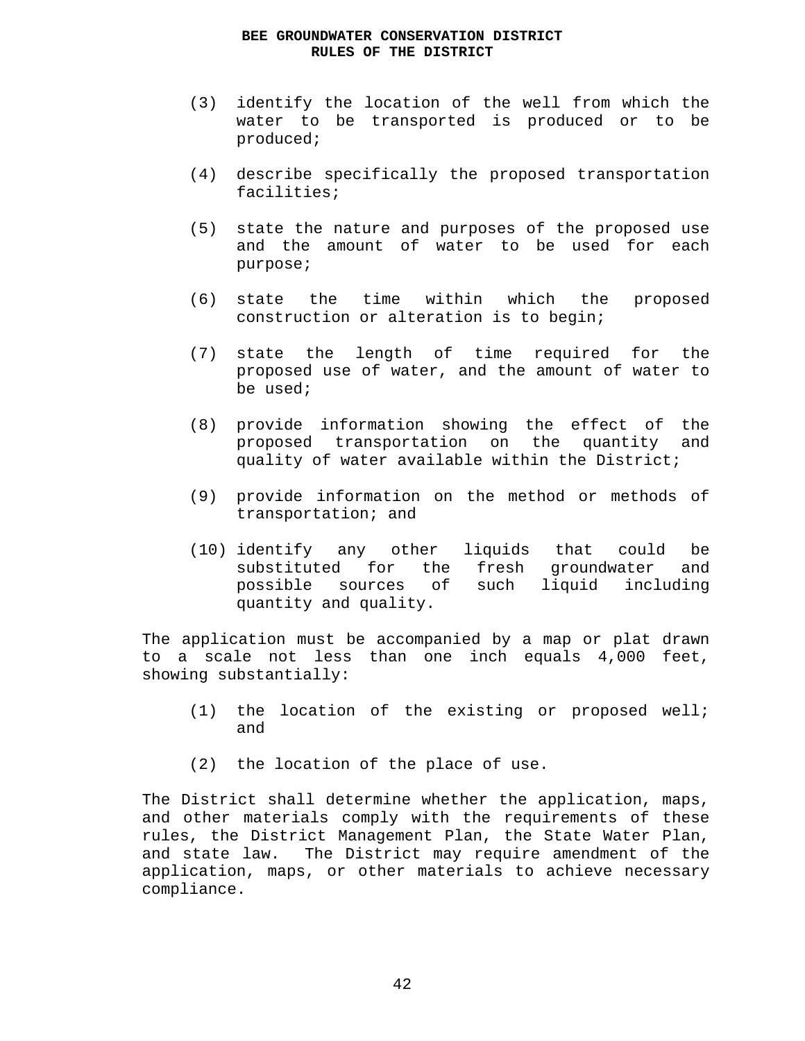(3) identify the location of the well from which the water to be transported is produced or to be produced;

(4) describe specifically the proposed transportation facilities;

(5) state the nature and purposes of the proposed use and the amount of water to be used for each purpose;

(6) state the time within which the proposed construction or alteration is to begin;

(7) state the length of time required for the proposed use of water, and the amount of water to be used;

(8) provide information showing the effect of the proposed transportation on the quantity and quality of water available within the District;

(9) provide information on the method or methods of transportation; and

(10) identify any other liquids that could be substituted for the fresh groundwater and possible sources of such liquid including quantity and quality.

The application must be accompanied by a map or plat drawn to a scale not less than one inch equals 4,000 feet, showing substantially:

(1) the location of the existing or proposed well; and

(2) the location of the place of use.

The District shall determine whether the application, maps, and other materials comply with the requirements of these rules, the District Management Plan, the State Water Plan, and state law. The District may require amendment of the application, maps, or other materials to achieve necessary compliance.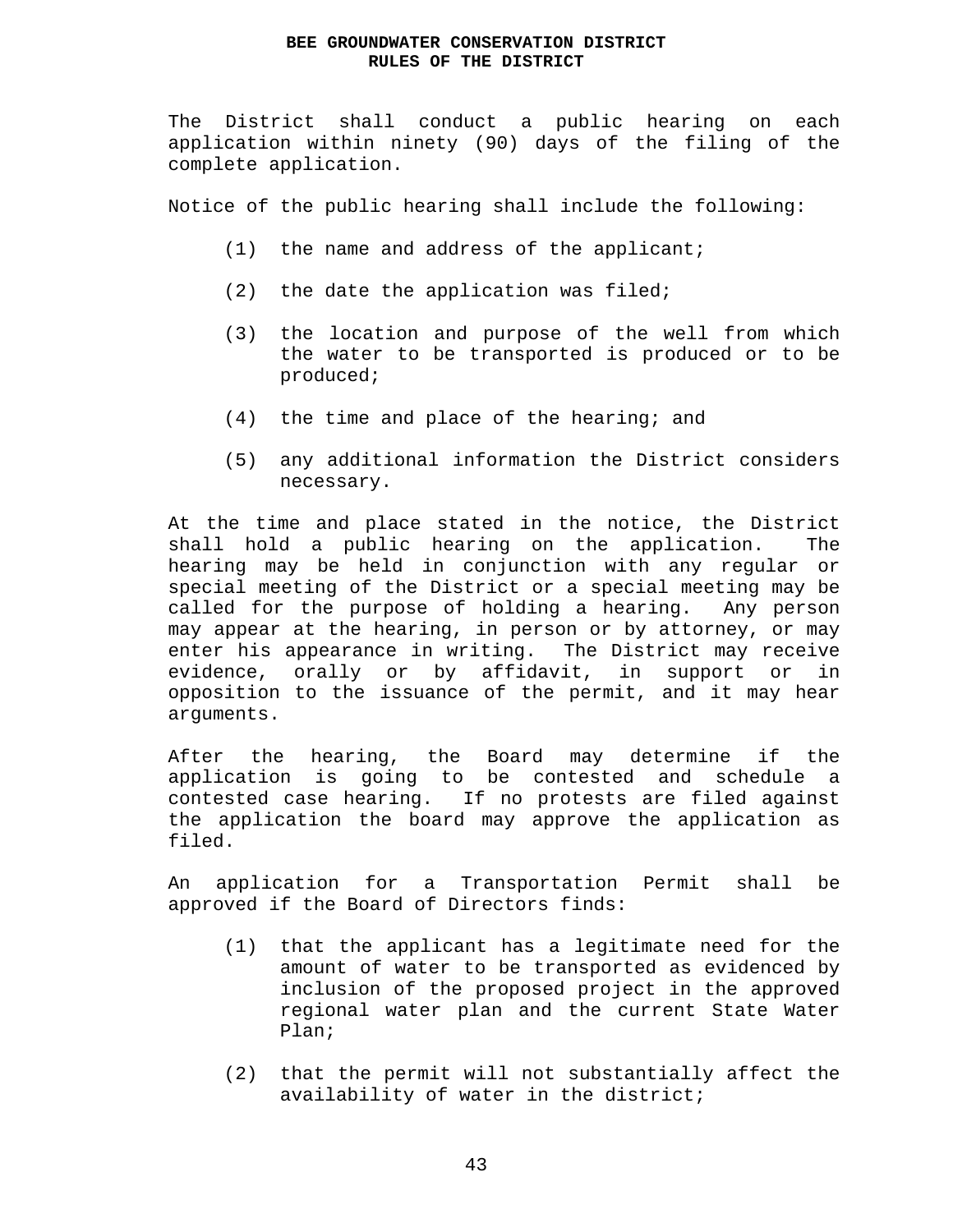The District shall conduct a public hearing on each application within ninety (90) days of the filing of the complete application.

Notice of the public hearing shall include the following:

(1) the name and address of the applicant;

(2) the date the application was filed;

(3) the location and purpose of the well from which the water to be transported is produced or to be produced;

(4) the time and place of the hearing; and

(5) any additional information the District considers necessary.

At the time and place stated in the notice, the District shall hold a public hearing on the application. The hearing may be held in conjunction with any regular or special meeting of the District or a special meeting may be called for the purpose of holding a hearing. Any person may appear at the hearing, in person or by attorney, or may enter his appearance in writing. The District may receive evidence, orally or by affidavit, in support or in opposition to the issuance of the permit, and it may hear arguments.

After the hearing, the Board may determine if the application is going to be contested and schedule a contested case hearing. If no protests are filed against the application the board may approve the application as filed.

An application for a Transportation Permit shall be approved if the Board of Directors finds:

(1) that the applicant has a legitimate need for the amount of water to be transported as evidenced by inclusion of the proposed project in the approved regional water plan and the current State Water Plan;

(2) that the permit will not substantially affect the availability of water in the district;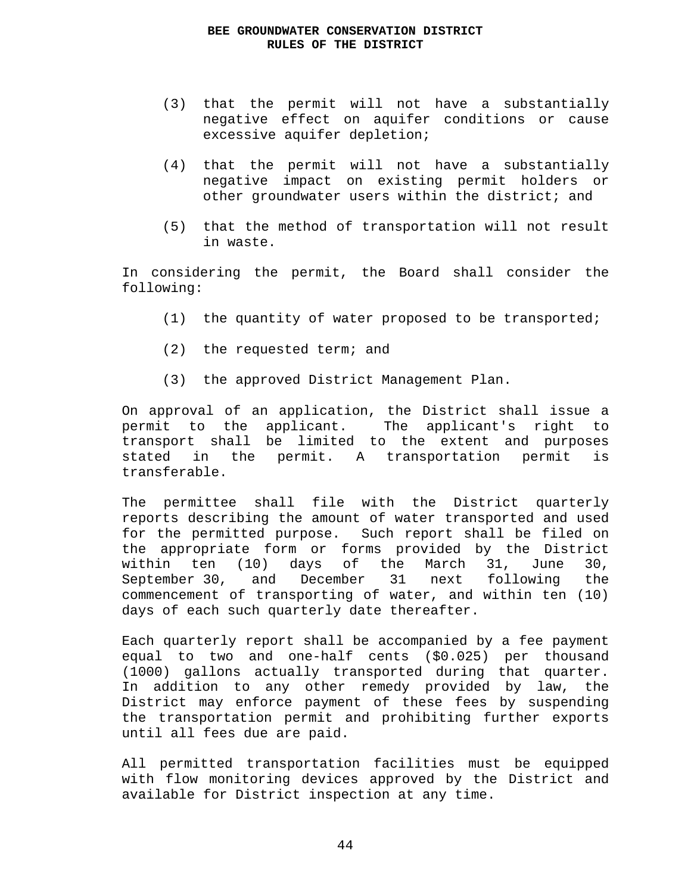(3) that the permit will not have a substantially negative effect on aquifer conditions or cause excessive aquifer depletion;

(4) that the permit will not have a substantially negative impact on existing permit holders or other groundwater users within the district; and

(5) that the method of transportation will not result in waste.

In considering the permit, the Board shall consider the following:

(1) the quantity of water proposed to be transported;

(2) the requested term; and

(3) the approved District Management Plan.

On approval of an application, the District shall issue a permit to the applicant. The applicant's right to transport shall be limited to the extent and purposes stated in the permit. A transportation permit is transferable.

The permittee shall file with the District quarterly reports describing the amount of water transported and used for the permitted purpose. Such report shall be filed on the appropriate form or forms provided by the District within ten (10) days of the March 31, June 30, September 30, and December 31 next following the commencement of transporting of water, and within ten (10) days of each such quarterly date thereafter.

Each quarterly report shall be accompanied by a fee payment equal to two and one-half cents ($0.025) per thousand (1000) gallons actually transported during that quarter. In addition to any other remedy provided by law, the District may enforce payment of these fees by suspending the transportation permit and prohibiting further exports until all fees due are paid.

All permitted transportation facilities must be equipped with flow monitoring devices approved by the District and available for District inspection at any time.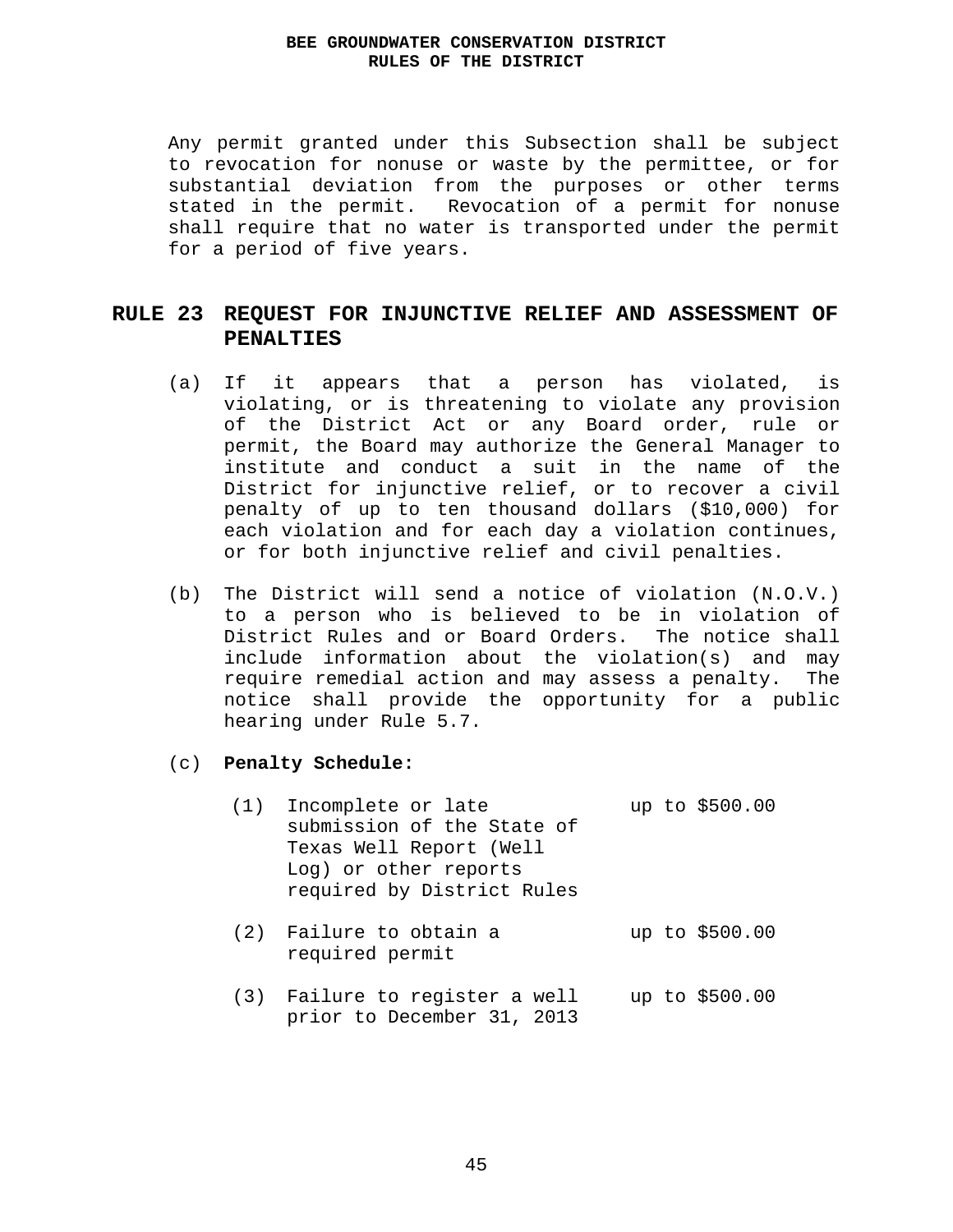Any permit granted under this Subsection shall be subject to revocation for nonuse or waste by the permittee, or for substantial deviation from the purposes or other terms stated in the permit. Revocation of a permit for nonuse shall require that no water is transported under the permit for a period of five years.

## RULE 23 REQUEST FOR INJUNCTIVE RELIEF AND ASSESSMENT OF PENALTIES

(a) If it appears that a person has violated, is violating, or is threatening to violate any provision of the District Act or any Board order, rule or permit, the Board may authorize the General Manager to institute and conduct a suit in the name of the District for injunctive relief, or to recover a civil penalty of up to ten thousand dollars ($10,000) for each violation and for each day a violation continues, or for both injunctive relief and civil penalties.

(b) The District will send a notice of violation (N.O.V.) to a person who is believed to be in violation of District Rules and or Board Orders. The notice shall include information about the violation(s) and may require remedial action and may assess a penalty. The notice shall provide the opportunity for a public hearing under Rule 5.7.

(c) **Penalty Schedule:**

| | | |
|---|---|---|
| (1) | Incomplete or late submission of the State of Texas Well Report (Well Log) or other reports required by District Rules | up to $500.00 |
| (2) | Failure to obtain a required permit | up to $500.00 |
| (3) | Failure to register a well prior to December 31, 2013 | up to $500.00 |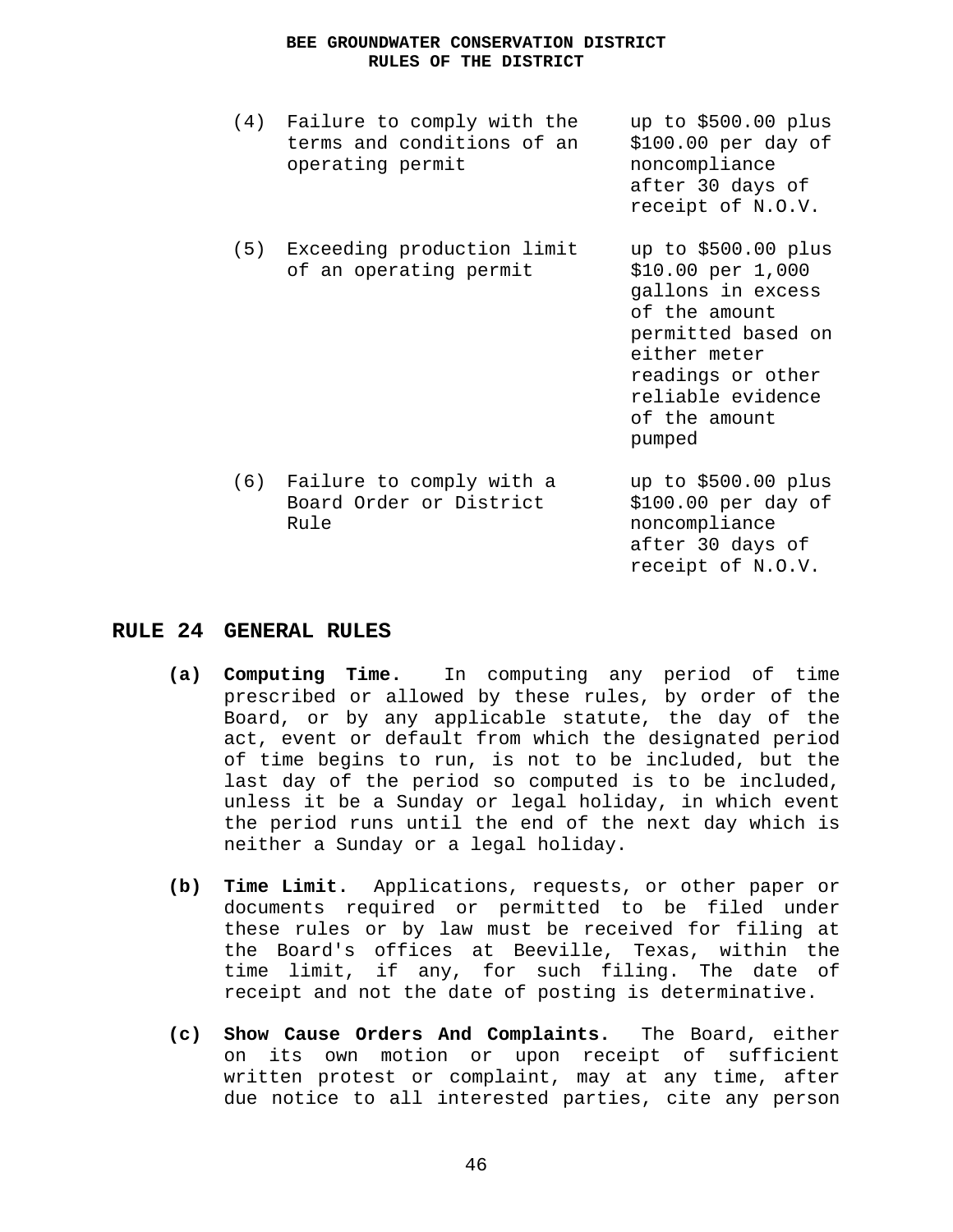| | | |
|---|---|---|
| (4) | Failure to comply with the terms and conditions of an operating permit | up to $500.00 plus $100.00 per day of noncompliance after 30 days of receipt of N.O.V. |
| (5) | Exceeding production limit of an operating permit | up to $500.00 plus $10.00 per 1,000 gallons in excess of the amount permitted based on either meter readings or other reliable evidence of the amount pumped |
| (6) | Failure to comply with a Board Order or District Rule | up to $500.00 plus $100.00 per day of noncompliance after 30 days of receipt of N.O.V. |

## RULE 24 GENERAL RULES

**(a) Computing Time.** In computing any period of time prescribed or allowed by these rules, by order of the Board, or by any applicable statute, the day of the act, event or default from which the designated period of time begins to run, is not to be included, but the last day of the period so computed is to be included, unless it be a Sunday or legal holiday, in which event the period runs until the end of the next day which is neither a Sunday or a legal holiday.

**(b) Time Limit.** Applications, requests, or other paper or documents required or permitted to be filed under these rules or by law must be received for filing at the Board's offices at Beeville, Texas, within the time limit, if any, for such filing. The date of receipt and not the date of posting is determinative.

**(c) Show Cause Orders And Complaints.** The Board, either on its own motion or upon receipt of sufficient written protest or complaint, may at any time, after due notice to all interested parties, cite any person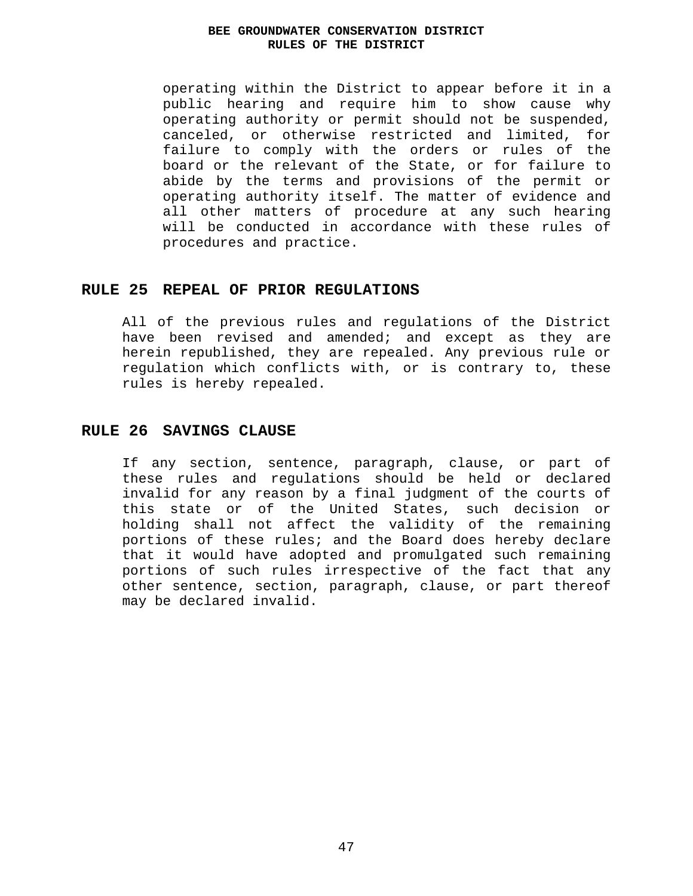operating within the District to appear before it in a public hearing and require him to show cause why operating authority or permit should not be suspended, canceled, or otherwise restricted and limited, for failure to comply with the orders or rules of the board or the relevant of the State, or for failure to abide by the terms and provisions of the permit or operating authority itself. The matter of evidence and all other matters of procedure at any such hearing will be conducted in accordance with these rules of procedures and practice.

## RULE 25 REPEAL OF PRIOR REGULATIONS

All of the previous rules and regulations of the District have been revised and amended; and except as they are herein republished, they are repealed. Any previous rule or regulation which conflicts with, or is contrary to, these rules is hereby repealed.

## RULE 26 SAVINGS CLAUSE

If any section, sentence, paragraph, clause, or part of these rules and regulations should be held or declared invalid for any reason by a final judgment of the courts of this state or of the United States, such decision or holding shall not affect the validity of the remaining portions of these rules; and the Board does hereby declare that it would have adopted and promulgated such remaining portions of such rules irrespective of the fact that any other sentence, section, paragraph, clause, or part thereof may be declared invalid.